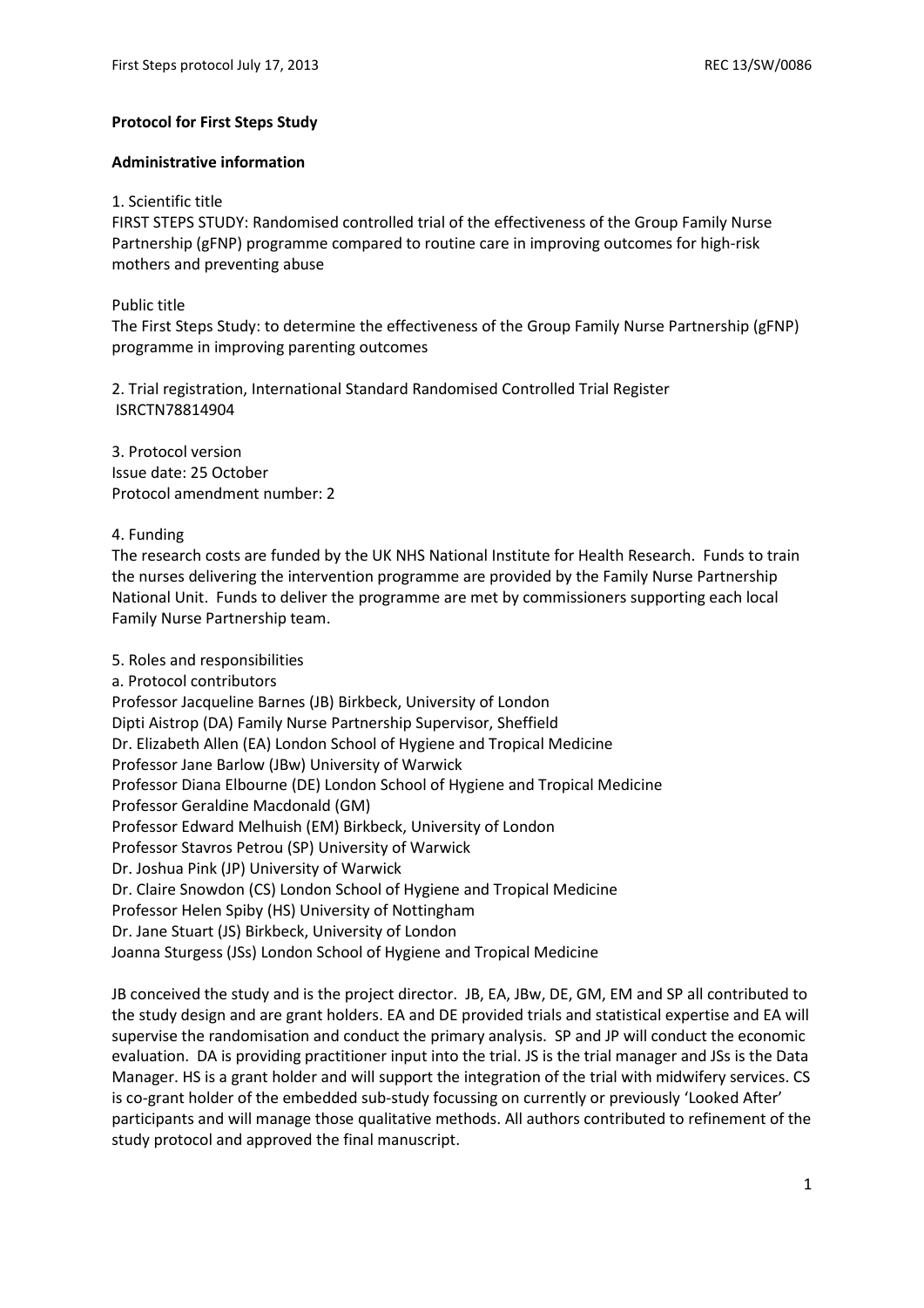**Protocol for First Steps Study**

**Administrative information**

1. Scientific title
FIRST STEPS STUDY: Randomised controlled trial of the effectiveness of the Group Family Nurse Partnership (gFNP) programme compared to routine care in improving outcomes for high-risk mothers and preventing abuse

Public title
The First Steps Study: to determine the effectiveness of the Group Family Nurse Partnership (gFNP) programme in improving parenting outcomes

2. Trial registration, International Standard Randomised Controlled Trial Register
ISRCTN78814904

3. Protocol version
Issue date: 25 October
Protocol amendment number: 2

4. Funding
The research costs are funded by the UK NHS National Institute for Health Research. Funds to train the nurses delivering the intervention programme are provided by the Family Nurse Partnership National Unit. Funds to deliver the programme are met by commissioners supporting each local Family Nurse Partnership team.

5. Roles and responsibilities
a. Protocol contributors
Professor Jacqueline Barnes (JB) Birkbeck, University of London
Dipti Aistrop (DA) Family Nurse Partnership Supervisor, Sheffield
Dr. Elizabeth Allen (EA) London School of Hygiene and Tropical Medicine
Professor Jane Barlow (JBw) University of Warwick
Professor Diana Elbourne (DE) London School of Hygiene and Tropical Medicine
Professor Geraldine Macdonald (GM)
Professor Edward Melhuish (EM) Birkbeck, University of London
Professor Stavros Petrou (SP) University of Warwick
Dr. Joshua Pink (JP) University of Warwick
Dr. Claire Snowdon (CS) London School of Hygiene and Tropical Medicine
Professor Helen Spiby (HS) University of Nottingham
Dr. Jane Stuart (JS) Birkbeck, University of London
Joanna Sturgess (JSs) London School of Hygiene and Tropical Medicine

JB conceived the study and is the project director. JB, EA, JBw, DE, GM, EM and SP all contributed to the study design and are grant holders. EA and DE provided trials and statistical expertise and EA will supervise the randomisation and conduct the primary analysis. SP and JP will conduct the economic evaluation. DA is providing practitioner input into the trial. JS is the trial manager and JSs is the Data Manager. HS is a grant holder and will support the integration of the trial with midwifery services. CS is co-grant holder of the embedded sub-study focussing on currently or previously 'Looked After' participants and will manage those qualitative methods. All authors contributed to refinement of the study protocol and approved the final manuscript.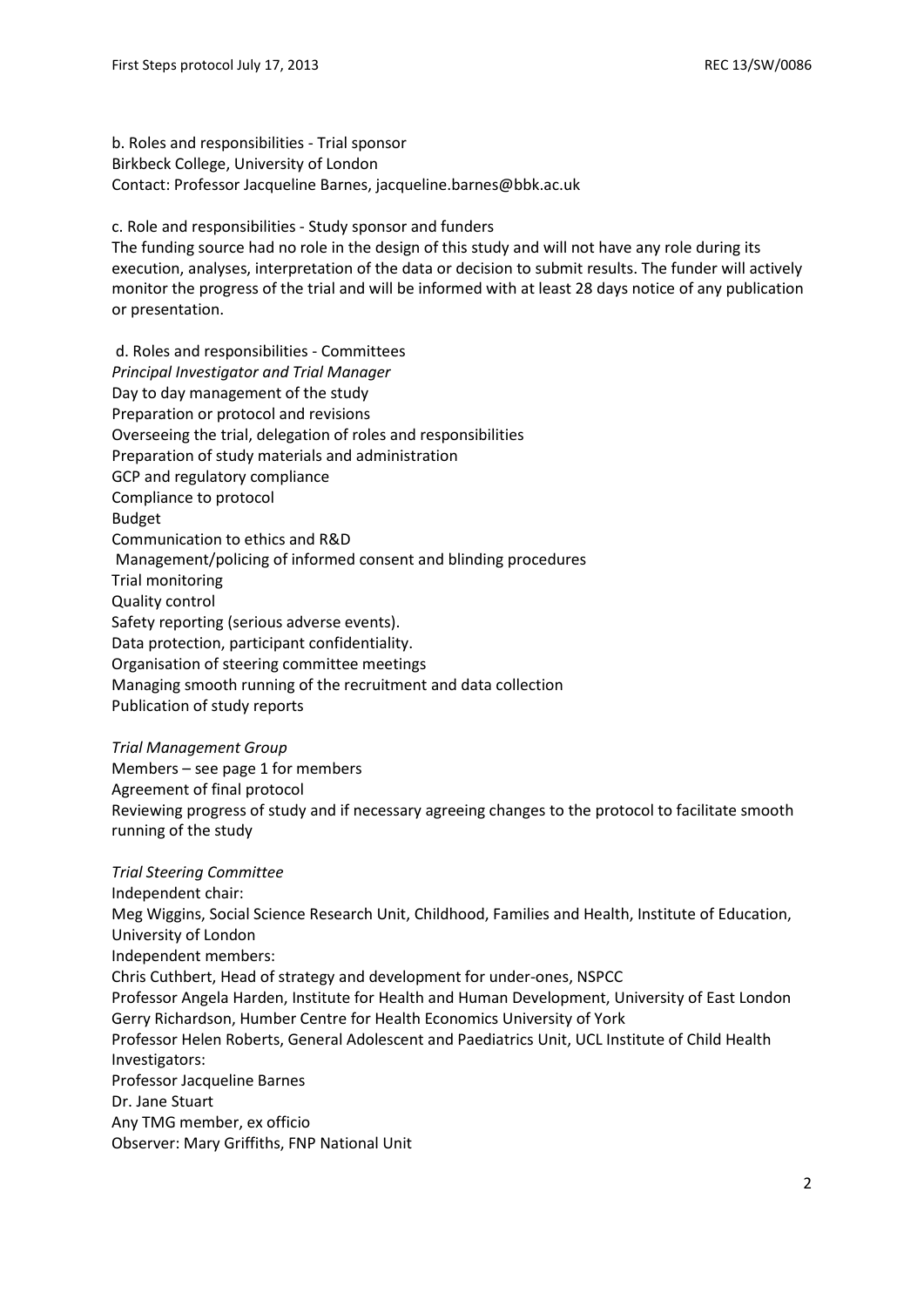b. Roles and responsibilities - Trial sponsor
Birkbeck College, University of London
Contact: Professor Jacqueline Barnes, jacqueline.barnes@bbk.ac.uk

c. Role and responsibilities - Study sponsor and funders
The funding source had no role in the design of this study and will not have any role during its execution, analyses, interpretation of the data or decision to submit results. The funder will actively monitor the progress of the trial and will be informed with at least 28 days notice of any publication or presentation.

d. Roles and responsibilities - Committees
*Principal Investigator and Trial Manager*
Day to day management of the study
Preparation or protocol and revisions
Overseeing the trial, delegation of roles and responsibilities
Preparation of study materials and administration
GCP and regulatory compliance
Compliance to protocol
Budget
Communication to ethics and R&D
Management/policing of informed consent and blinding procedures
Trial monitoring
Quality control
Safety reporting (serious adverse events).
Data protection, participant confidentiality.
Organisation of steering committee meetings
Managing smooth running of the recruitment and data collection
Publication of study reports

*Trial Management Group*
Members – see page 1 for members
Agreement of final protocol
Reviewing progress of study and if necessary agreeing changes to the protocol to facilitate smooth running of the study

*Trial Steering Committee*
Independent chair:
Meg Wiggins, Social Science Research Unit, Childhood, Families and Health, Institute of Education, University of London
Independent members:
Chris Cuthbert, Head of strategy and development for under-ones, NSPCC
Professor Angela Harden, Institute for Health and Human Development, University of East London
Gerry Richardson, Humber Centre for Health Economics University of York
Professor Helen Roberts, General Adolescent and Paediatrics Unit, UCL Institute of Child Health
Investigators:
Professor Jacqueline Barnes
Dr. Jane Stuart
Any TMG member, ex officio
Observer: Mary Griffiths, FNP National Unit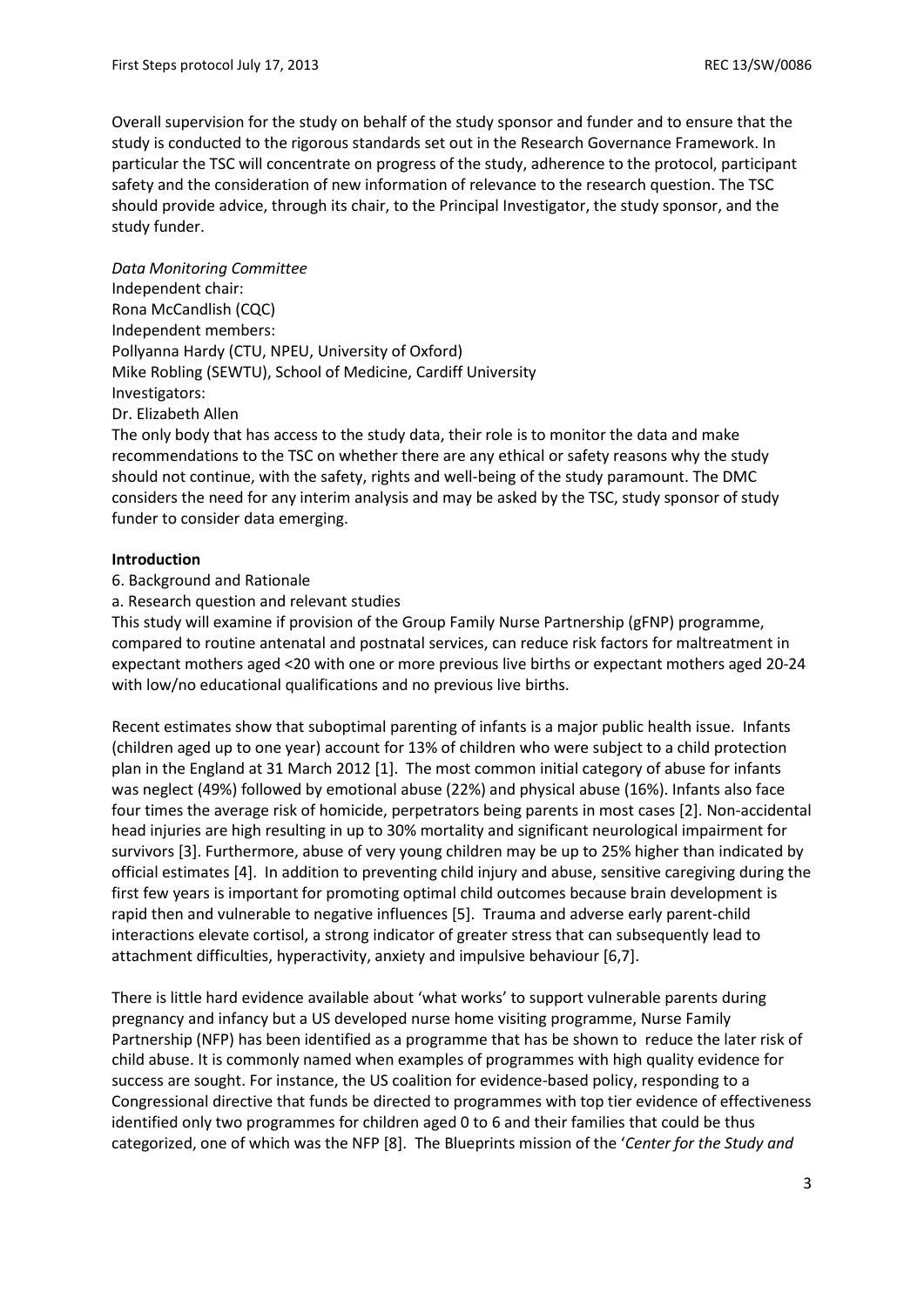Overall supervision for the study on behalf of the study sponsor and funder and to ensure that the study is conducted to the rigorous standards set out in the Research Governance Framework. In particular the TSC will concentrate on progress of the study, adherence to the protocol, participant safety and the consideration of new information of relevance to the research question. The TSC should provide advice, through its chair, to the Principal Investigator, the study sponsor, and the study funder.

*Data Monitoring Committee*
Independent chair:
Rona McCandlish (CQC)
Independent members:
Pollyanna Hardy (CTU, NPEU, University of Oxford)
Mike Robling (SEWTU), School of Medicine, Cardiff University
Investigators:
Dr. Elizabeth Allen
The only body that has access to the study data, their role is to monitor the data and make recommendations to the TSC on whether there are any ethical or safety reasons why the study should not continue, with the safety, rights and well-being of the study paramount. The DMC considers the need for any interim analysis and may be asked by the TSC, study sponsor of study funder to consider data emerging.

**Introduction**

6. Background and Rationale

a. Research question and relevant studies

This study will examine if provision of the Group Family Nurse Partnership (gFNP) programme, compared to routine antenatal and postnatal services, can reduce risk factors for maltreatment in expectant mothers aged <20 with one or more previous live births or expectant mothers aged 20-24 with low/no educational qualifications and no previous live births.

Recent estimates show that suboptimal parenting of infants is a major public health issue. Infants (children aged up to one year) account for 13% of children who were subject to a child protection plan in the England at 31 March 2012 [1]. The most common initial category of abuse for infants was neglect (49%) followed by emotional abuse (22%) and physical abuse (16%). Infants also face four times the average risk of homicide, perpetrators being parents in most cases [2]. Non-accidental head injuries are high resulting in up to 30% mortality and significant neurological impairment for survivors [3]. Furthermore, abuse of very young children may be up to 25% higher than indicated by official estimates [4]. In addition to preventing child injury and abuse, sensitive caregiving during the first few years is important for promoting optimal child outcomes because brain development is rapid then and vulnerable to negative influences [5]. Trauma and adverse early parent-child interactions elevate cortisol, a strong indicator of greater stress that can subsequently lead to attachment difficulties, hyperactivity, anxiety and impulsive behaviour [6,7].

There is little hard evidence available about 'what works' to support vulnerable parents during pregnancy and infancy but a US developed nurse home visiting programme, Nurse Family Partnership (NFP) has been identified as a programme that has be shown to reduce the later risk of child abuse. It is commonly named when examples of programmes with high quality evidence for success are sought. For instance, the US coalition for evidence-based policy, responding to a Congressional directive that funds be directed to programmes with top tier evidence of effectiveness identified only two programmes for children aged 0 to 6 and their families that could be thus categorized, one of which was the NFP [8]. The Blueprints mission of the '*Center for the Study and*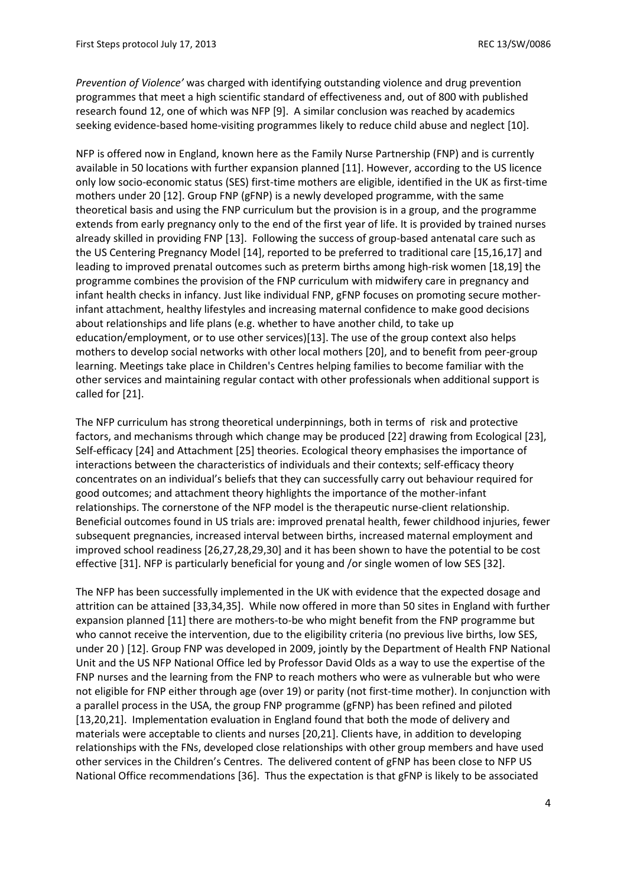*Prevention of Violence'* was charged with identifying outstanding violence and drug prevention programmes that meet a high scientific standard of effectiveness and, out of 800 with published research found 12, one of which was NFP [9]. A similar conclusion was reached by academics seeking evidence-based home-visiting programmes likely to reduce child abuse and neglect [10].

NFP is offered now in England, known here as the Family Nurse Partnership (FNP) and is currently available in 50 locations with further expansion planned [11]. However, according to the US licence only low socio-economic status (SES) first-time mothers are eligible, identified in the UK as first-time mothers under 20 [12]. Group FNP (gFNP) is a newly developed programme, with the same theoretical basis and using the FNP curriculum but the provision is in a group, and the programme extends from early pregnancy only to the end of the first year of life. It is provided by trained nurses already skilled in providing FNP [13]. Following the success of group-based antenatal care such as the US Centering Pregnancy Model [14], reported to be preferred to traditional care [15,16,17] and leading to improved prenatal outcomes such as preterm births among high-risk women [18,19] the programme combines the provision of the FNP curriculum with midwifery care in pregnancy and infant health checks in infancy. Just like individual FNP, gFNP focuses on promoting secure mother-infant attachment, healthy lifestyles and increasing maternal confidence to make good decisions about relationships and life plans (e.g. whether to have another child, to take up education/employment, or to use other services)[13]. The use of the group context also helps mothers to develop social networks with other local mothers [20], and to benefit from peer-group learning. Meetings take place in Children's Centres helping families to become familiar with the other services and maintaining regular contact with other professionals when additional support is called for [21].

The NFP curriculum has strong theoretical underpinnings, both in terms of risk and protective factors, and mechanisms through which change may be produced [22] drawing from Ecological [23], Self-efficacy [24] and Attachment [25] theories. Ecological theory emphasises the importance of interactions between the characteristics of individuals and their contexts; self-efficacy theory concentrates on an individual's beliefs that they can successfully carry out behaviour required for good outcomes; and attachment theory highlights the importance of the mother-infant relationships. The cornerstone of the NFP model is the therapeutic nurse-client relationship. Beneficial outcomes found in US trials are: improved prenatal health, fewer childhood injuries, fewer subsequent pregnancies, increased interval between births, increased maternal employment and improved school readiness [26,27,28,29,30] and it has been shown to have the potential to be cost effective [31]. NFP is particularly beneficial for young and /or single women of low SES [32].

The NFP has been successfully implemented in the UK with evidence that the expected dosage and attrition can be attained [33,34,35]. While now offered in more than 50 sites in England with further expansion planned [11] there are mothers-to-be who might benefit from the FNP programme but who cannot receive the intervention, due to the eligibility criteria (no previous live births, low SES, under 20 ) [12]. Group FNP was developed in 2009, jointly by the Department of Health FNP National Unit and the US NFP National Office led by Professor David Olds as a way to use the expertise of the FNP nurses and the learning from the FNP to reach mothers who were as vulnerable but who were not eligible for FNP either through age (over 19) or parity (not first-time mother). In conjunction with a parallel process in the USA, the group FNP programme (gFNP) has been refined and piloted [13,20,21]. Implementation evaluation in England found that both the mode of delivery and materials were acceptable to clients and nurses [20,21]. Clients have, in addition to developing relationships with the FNs, developed close relationships with other group members and have used other services in the Children's Centres. The delivered content of gFNP has been close to NFP US National Office recommendations [36]. Thus the expectation is that gFNP is likely to be associated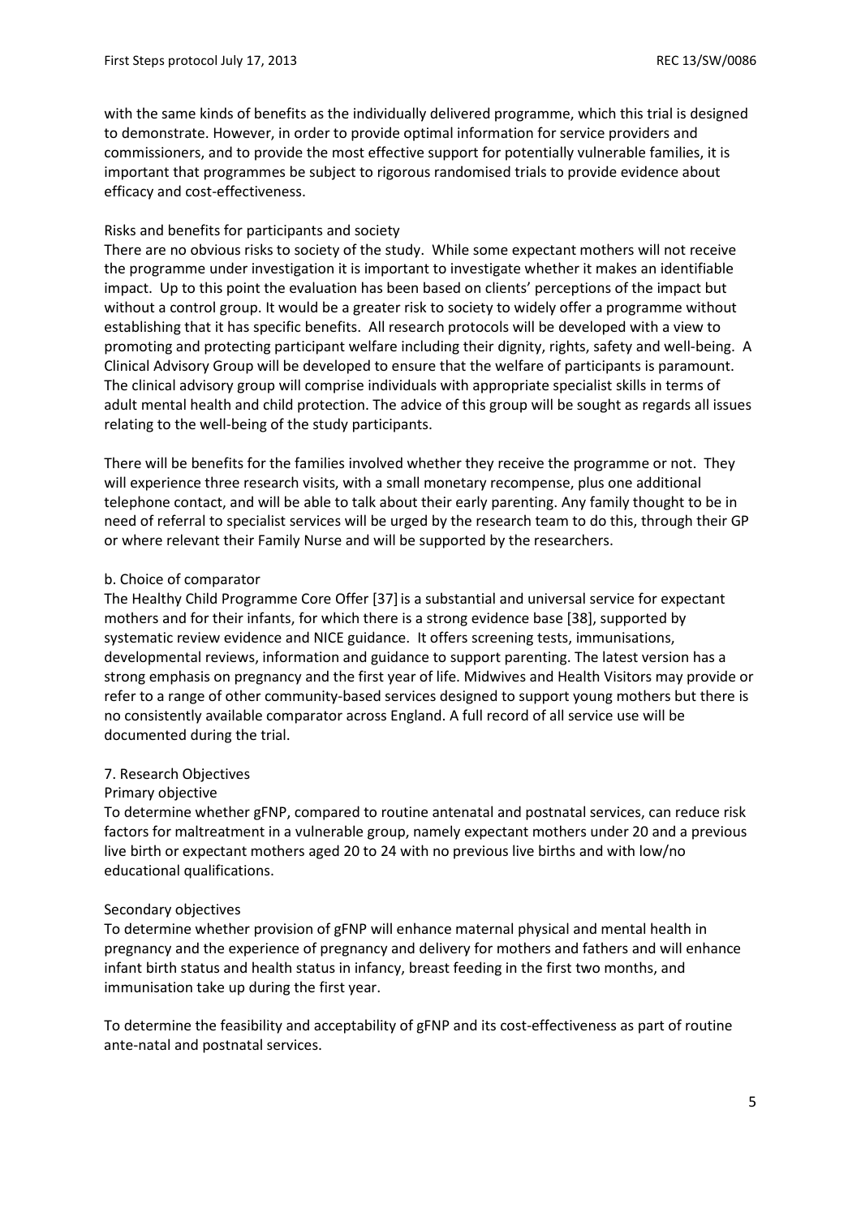with the same kinds of benefits as the individually delivered programme, which this trial is designed to demonstrate. However, in order to provide optimal information for service providers and commissioners, and to provide the most effective support for potentially vulnerable families, it is important that programmes be subject to rigorous randomised trials to provide evidence about efficacy and cost-effectiveness.

Risks and benefits for participants and society

There are no obvious risks to society of the study. While some expectant mothers will not receive the programme under investigation it is important to investigate whether it makes an identifiable impact. Up to this point the evaluation has been based on clients' perceptions of the impact but without a control group. It would be a greater risk to society to widely offer a programme without establishing that it has specific benefits. All research protocols will be developed with a view to promoting and protecting participant welfare including their dignity, rights, safety and well-being. A Clinical Advisory Group will be developed to ensure that the welfare of participants is paramount. The clinical advisory group will comprise individuals with appropriate specialist skills in terms of adult mental health and child protection. The advice of this group will be sought as regards all issues relating to the well-being of the study participants.

There will be benefits for the families involved whether they receive the programme or not. They will experience three research visits, with a small monetary recompense, plus one additional telephone contact, and will be able to talk about their early parenting. Any family thought to be in need of referral to specialist services will be urged by the research team to do this, through their GP or where relevant their Family Nurse and will be supported by the researchers.

b. Choice of comparator

The Healthy Child Programme Core Offer [37] is a substantial and universal service for expectant mothers and for their infants, for which there is a strong evidence base [38], supported by systematic review evidence and NICE guidance. It offers screening tests, immunisations, developmental reviews, information and guidance to support parenting. The latest version has a strong emphasis on pregnancy and the first year of life. Midwives and Health Visitors may provide or refer to a range of other community-based services designed to support young mothers but there is no consistently available comparator across England. A full record of all service use will be documented during the trial.

## 7. Research Objectives

Primary objective

To determine whether gFNP, compared to routine antenatal and postnatal services, can reduce risk factors for maltreatment in a vulnerable group, namely expectant mothers under 20 and a previous live birth or expectant mothers aged 20 to 24 with no previous live births and with low/no educational qualifications.

Secondary objectives

To determine whether provision of gFNP will enhance maternal physical and mental health in pregnancy and the experience of pregnancy and delivery for mothers and fathers and will enhance infant birth status and health status in infancy, breast feeding in the first two months, and immunisation take up during the first year.

To determine the feasibility and acceptability of gFNP and its cost-effectiveness as part of routine ante-natal and postnatal services.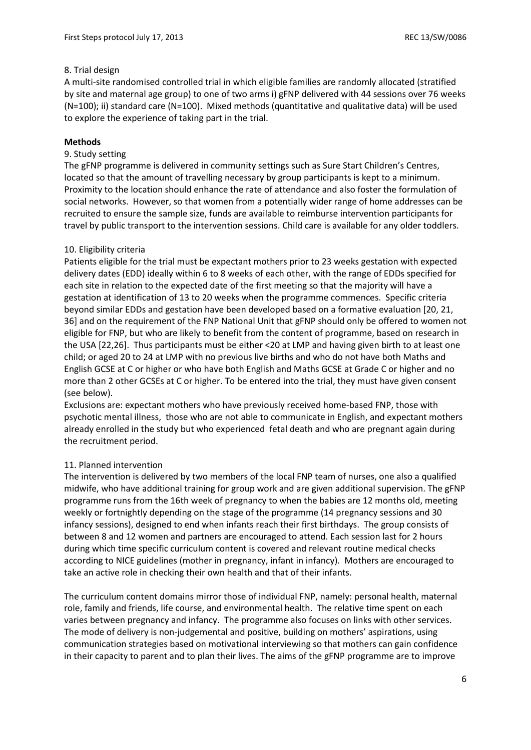8. Trial design

A multi-site randomised controlled trial in which eligible families are randomly allocated (stratified by site and maternal age group) to one of two arms i) gFNP delivered with 44 sessions over 76 weeks (N=100); ii) standard care (N=100). Mixed methods (quantitative and qualitative data) will be used to explore the experience of taking part in the trial.

**Methods**

9. Study setting

The gFNP programme is delivered in community settings such as Sure Start Children's Centres, located so that the amount of travelling necessary by group participants is kept to a minimum. Proximity to the location should enhance the rate of attendance and also foster the formulation of social networks. However, so that women from a potentially wider range of home addresses can be recruited to ensure the sample size, funds are available to reimburse intervention participants for travel by public transport to the intervention sessions. Child care is available for any older toddlers.

10. Eligibility criteria

Patients eligible for the trial must be expectant mothers prior to 23 weeks gestation with expected delivery dates (EDD) ideally within 6 to 8 weeks of each other, with the range of EDDs specified for each site in relation to the expected date of the first meeting so that the majority will have a gestation at identification of 13 to 20 weeks when the programme commences. Specific criteria beyond similar EDDs and gestation have been developed based on a formative evaluation [20, 21, 36] and on the requirement of the FNP National Unit that gFNP should only be offered to women not eligible for FNP, but who are likely to benefit from the content of programme, based on research in the USA [22,26]. Thus participants must be either <20 at LMP and having given birth to at least one child; or aged 20 to 24 at LMP with no previous live births and who do not have both Maths and English GCSE at C or higher or who have both English and Maths GCSE at Grade C or higher and no more than 2 other GCSEs at C or higher. To be entered into the trial, they must have given consent (see below).

Exclusions are: expectant mothers who have previously received home-based FNP, those with psychotic mental illness, those who are not able to communicate in English, and expectant mothers already enrolled in the study but who experienced fetal death and who are pregnant again during the recruitment period.

11. Planned intervention

The intervention is delivered by two members of the local FNP team of nurses, one also a qualified midwife, who have additional training for group work and are given additional supervision. The gFNP programme runs from the 16th week of pregnancy to when the babies are 12 months old, meeting weekly or fortnightly depending on the stage of the programme (14 pregnancy sessions and 30 infancy sessions), designed to end when infants reach their first birthdays. The group consists of between 8 and 12 women and partners are encouraged to attend. Each session last for 2 hours during which time specific curriculum content is covered and relevant routine medical checks according to NICE guidelines (mother in pregnancy, infant in infancy). Mothers are encouraged to take an active role in checking their own health and that of their infants.

The curriculum content domains mirror those of individual FNP, namely: personal health, maternal role, family and friends, life course, and environmental health. The relative time spent on each varies between pregnancy and infancy. The programme also focuses on links with other services. The mode of delivery is non-judgemental and positive, building on mothers' aspirations, using communication strategies based on motivational interviewing so that mothers can gain confidence in their capacity to parent and to plan their lives. The aims of the gFNP programme are to improve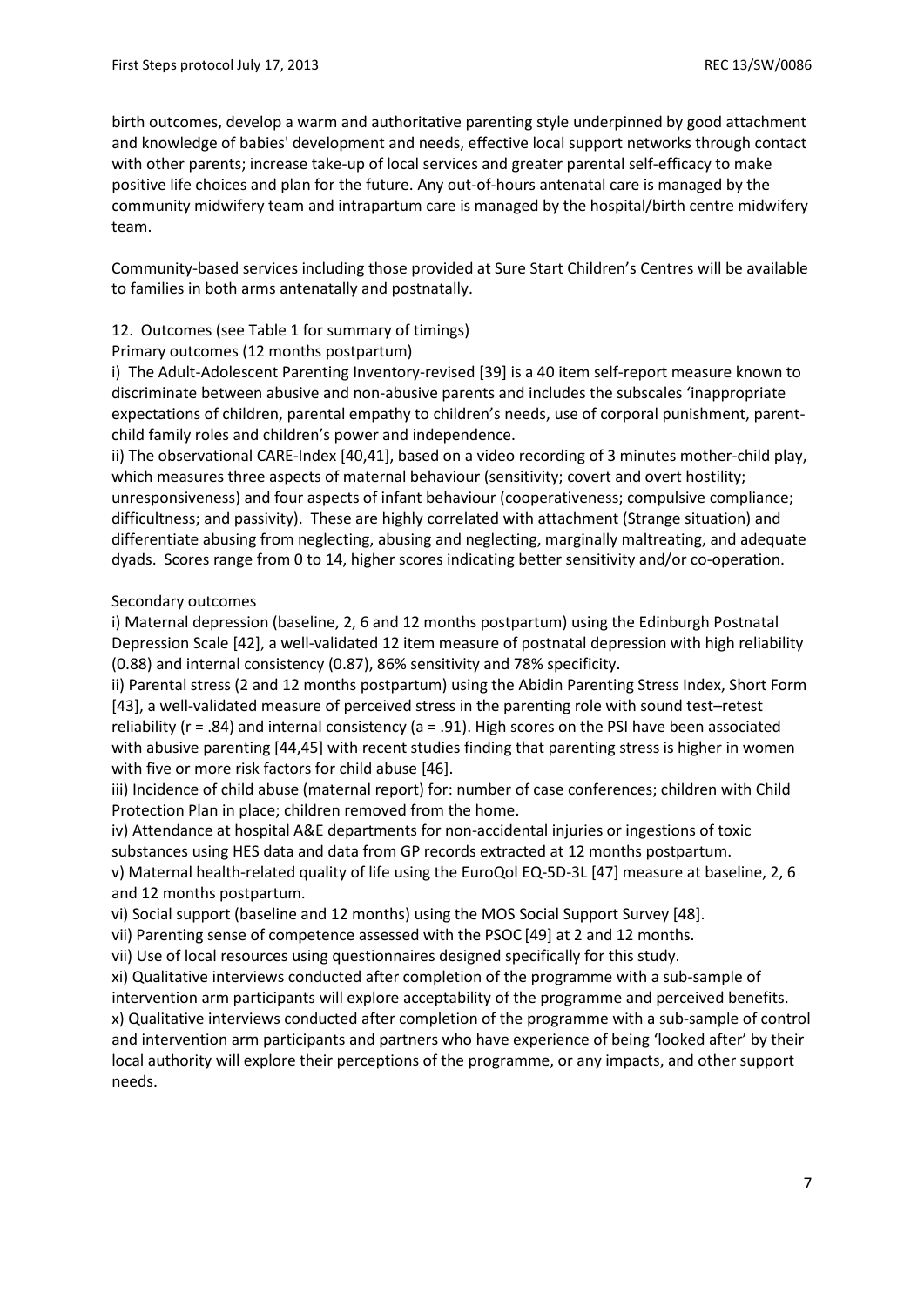birth outcomes, develop a warm and authoritative parenting style underpinned by good attachment and knowledge of babies' development and needs, effective local support networks through contact with other parents; increase take-up of local services and greater parental self-efficacy to make positive life choices and plan for the future. Any out-of-hours antenatal care is managed by the community midwifery team and intrapartum care is managed by the hospital/birth centre midwifery team.

Community-based services including those provided at Sure Start Children's Centres will be available to families in both arms antenatally and postnatally.

12. Outcomes (see Table 1 for summary of timings)

Primary outcomes (12 months postpartum)

i) The Adult-Adolescent Parenting Inventory-revised [39] is a 40 item self-report measure known to discriminate between abusive and non-abusive parents and includes the subscales 'inappropriate expectations of children, parental empathy to children's needs, use of corporal punishment, parent-child family roles and children's power and independence.

ii) The observational CARE-Index [40,41], based on a video recording of 3 minutes mother-child play, which measures three aspects of maternal behaviour (sensitivity; covert and overt hostility; unresponsiveness) and four aspects of infant behaviour (cooperativeness; compulsive compliance; difficultness; and passivity). These are highly correlated with attachment (Strange situation) and differentiate abusing from neglecting, abusing and neglecting, marginally maltreating, and adequate dyads. Scores range from 0 to 14, higher scores indicating better sensitivity and/or co-operation.

Secondary outcomes

i) Maternal depression (baseline, 2, 6 and 12 months postpartum) using the Edinburgh Postnatal Depression Scale [42], a well-validated 12 item measure of postnatal depression with high reliability (0.88) and internal consistency (0.87), 86% sensitivity and 78% specificity.

ii) Parental stress (2 and 12 months postpartum) using the Abidin Parenting Stress Index, Short Form [43], a well-validated measure of perceived stress in the parenting role with sound test–retest reliability (r = .84) and internal consistency (a = .91). High scores on the PSI have been associated with abusive parenting [44,45] with recent studies finding that parenting stress is higher in women with five or more risk factors for child abuse [46].

iii) Incidence of child abuse (maternal report) for: number of case conferences; children with Child Protection Plan in place; children removed from the home.

iv) Attendance at hospital A&E departments for non-accidental injuries or ingestions of toxic substances using HES data and data from GP records extracted at 12 months postpartum.

v) Maternal health-related quality of life using the EuroQol EQ-5D-3L [47] measure at baseline, 2, 6 and 12 months postpartum.

vi) Social support (baseline and 12 months) using the MOS Social Support Survey [48].

vii) Parenting sense of competence assessed with the PSOC [49] at 2 and 12 months.

vii) Use of local resources using questionnaires designed specifically for this study.

xi) Qualitative interviews conducted after completion of the programme with a sub-sample of intervention arm participants will explore acceptability of the programme and perceived benefits.

x) Qualitative interviews conducted after completion of the programme with a sub-sample of control and intervention arm participants and partners who have experience of being 'looked after' by their local authority will explore their perceptions of the programme, or any impacts, and other support needs.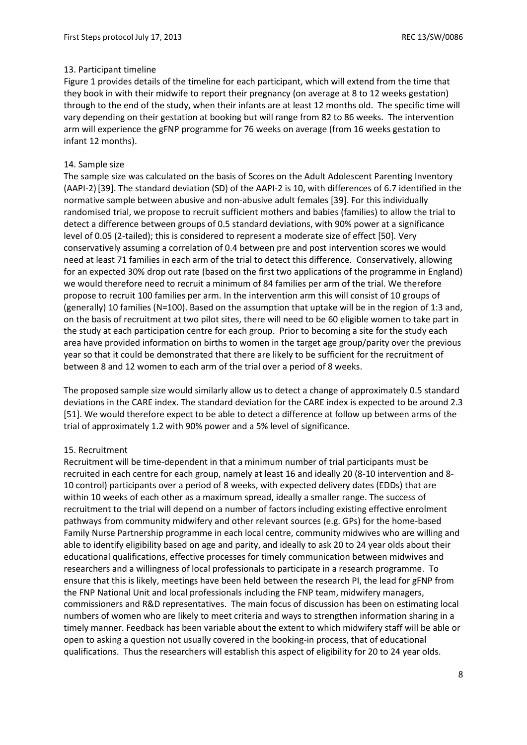## 13. Participant timeline

Figure 1 provides details of the timeline for each participant, which will extend from the time that they book in with their midwife to report their pregnancy (on average at 8 to 12 weeks gestation) through to the end of the study, when their infants are at least 12 months old. The specific time will vary depending on their gestation at booking but will range from 82 to 86 weeks. The intervention arm will experience the gFNP programme for 76 weeks on average (from 16 weeks gestation to infant 12 months).

## 14. Sample size

The sample size was calculated on the basis of Scores on the Adult Adolescent Parenting Inventory (AAPI-2) [39]. The standard deviation (SD) of the AAPI-2 is 10, with differences of 6.7 identified in the normative sample between abusive and non-abusive adult females [39]. For this individually randomised trial, we propose to recruit sufficient mothers and babies (families) to allow the trial to detect a difference between groups of 0.5 standard deviations, with 90% power at a significance level of 0.05 (2-tailed); this is considered to represent a moderate size of effect [50]. Very conservatively assuming a correlation of 0.4 between pre and post intervention scores we would need at least 71 families in each arm of the trial to detect this difference. Conservatively, allowing for an expected 30% drop out rate (based on the first two applications of the programme in England) we would therefore need to recruit a minimum of 84 families per arm of the trial. We therefore propose to recruit 100 families per arm. In the intervention arm this will consist of 10 groups of (generally) 10 families (N=100). Based on the assumption that uptake will be in the region of 1:3 and, on the basis of recruitment at two pilot sites, there will need to be 60 eligible women to take part in the study at each participation centre for each group. Prior to becoming a site for the study each area have provided information on births to women in the target age group/parity over the previous year so that it could be demonstrated that there are likely to be sufficient for the recruitment of between 8 and 12 women to each arm of the trial over a period of 8 weeks.

The proposed sample size would similarly allow us to detect a change of approximately 0.5 standard deviations in the CARE index. The standard deviation for the CARE index is expected to be around 2.3 [51]. We would therefore expect to be able to detect a difference at follow up between arms of the trial of approximately 1.2 with 90% power and a 5% level of significance.

## 15. Recruitment

Recruitment will be time-dependent in that a minimum number of trial participants must be recruited in each centre for each group, namely at least 16 and ideally 20 (8-10 intervention and 8-10 control) participants over a period of 8 weeks, with expected delivery dates (EDDs) that are within 10 weeks of each other as a maximum spread, ideally a smaller range. The success of recruitment to the trial will depend on a number of factors including existing effective enrolment pathways from community midwifery and other relevant sources (e.g. GPs) for the home-based Family Nurse Partnership programme in each local centre, community midwives who are willing and able to identify eligibility based on age and parity, and ideally to ask 20 to 24 year olds about their educational qualifications, effective processes for timely communication between midwives and researchers and a willingness of local professionals to participate in a research programme. To ensure that this is likely, meetings have been held between the research PI, the lead for gFNP from the FNP National Unit and local professionals including the FNP team, midwifery managers, commissioners and R&D representatives. The main focus of discussion has been on estimating local numbers of women who are likely to meet criteria and ways to strengthen information sharing in a timely manner. Feedback has been variable about the extent to which midwifery staff will be able or open to asking a question not usually covered in the booking-in process, that of educational qualifications. Thus the researchers will establish this aspect of eligibility for 20 to 24 year olds.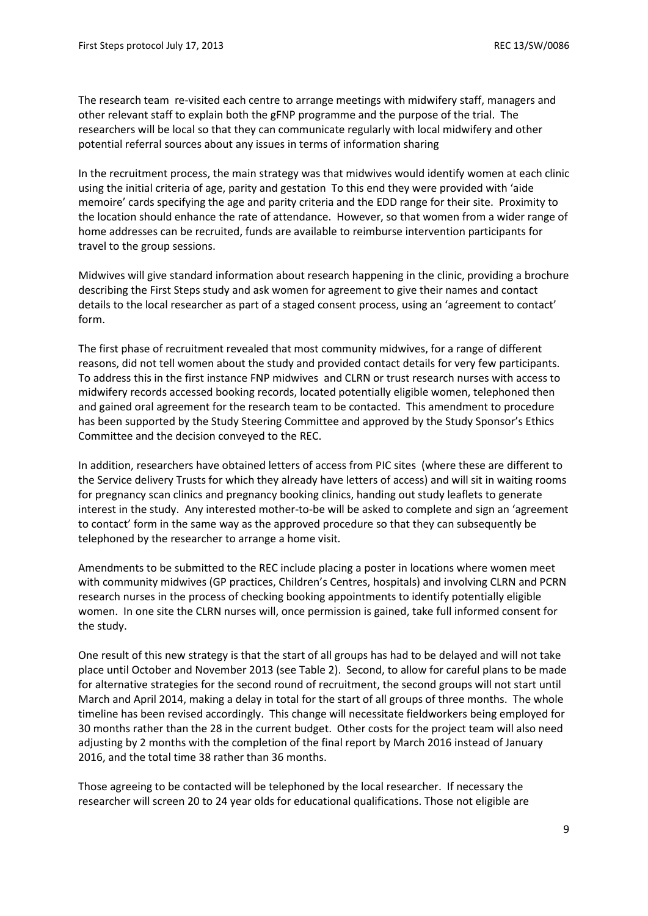The research team re-visited each centre to arrange meetings with midwifery staff, managers and other relevant staff to explain both the gFNP programme and the purpose of the trial. The researchers will be local so that they can communicate regularly with local midwifery and other potential referral sources about any issues in terms of information sharing

In the recruitment process, the main strategy was that midwives would identify women at each clinic using the initial criteria of age, parity and gestation To this end they were provided with 'aide memoire' cards specifying the age and parity criteria and the EDD range for their site. Proximity to the location should enhance the rate of attendance. However, so that women from a wider range of home addresses can be recruited, funds are available to reimburse intervention participants for travel to the group sessions.

Midwives will give standard information about research happening in the clinic, providing a brochure describing the First Steps study and ask women for agreement to give their names and contact details to the local researcher as part of a staged consent process, using an 'agreement to contact' form.

The first phase of recruitment revealed that most community midwives, for a range of different reasons, did not tell women about the study and provided contact details for very few participants. To address this in the first instance FNP midwives and CLRN or trust research nurses with access to midwifery records accessed booking records, located potentially eligible women, telephoned then and gained oral agreement for the research team to be contacted. This amendment to procedure has been supported by the Study Steering Committee and approved by the Study Sponsor's Ethics Committee and the decision conveyed to the REC.

In addition, researchers have obtained letters of access from PIC sites (where these are different to the Service delivery Trusts for which they already have letters of access) and will sit in waiting rooms for pregnancy scan clinics and pregnancy booking clinics, handing out study leaflets to generate interest in the study. Any interested mother-to-be will be asked to complete and sign an 'agreement to contact' form in the same way as the approved procedure so that they can subsequently be telephoned by the researcher to arrange a home visit.

Amendments to be submitted to the REC include placing a poster in locations where women meet with community midwives (GP practices, Children's Centres, hospitals) and involving CLRN and PCRN research nurses in the process of checking booking appointments to identify potentially eligible women. In one site the CLRN nurses will, once permission is gained, take full informed consent for the study.

One result of this new strategy is that the start of all groups has had to be delayed and will not take place until October and November 2013 (see Table 2). Second, to allow for careful plans to be made for alternative strategies for the second round of recruitment, the second groups will not start until March and April 2014, making a delay in total for the start of all groups of three months. The whole timeline has been revised accordingly. This change will necessitate fieldworkers being employed for 30 months rather than the 28 in the current budget. Other costs for the project team will also need adjusting by 2 months with the completion of the final report by March 2016 instead of January 2016, and the total time 38 rather than 36 months.

Those agreeing to be contacted will be telephoned by the local researcher. If necessary the researcher will screen 20 to 24 year olds for educational qualifications. Those not eligible are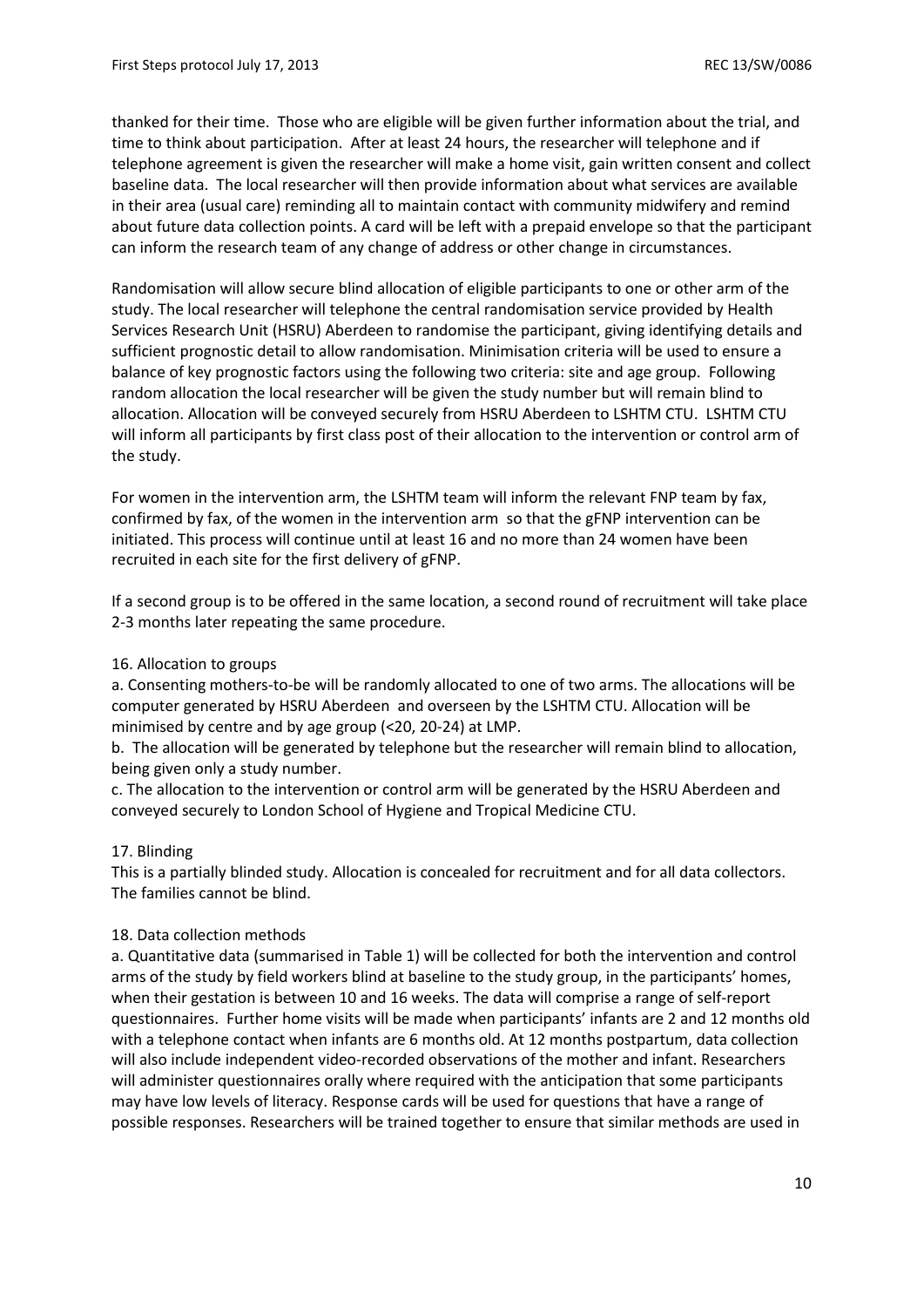thanked for their time. Those who are eligible will be given further information about the trial, and time to think about participation. After at least 24 hours, the researcher will telephone and if telephone agreement is given the researcher will make a home visit, gain written consent and collect baseline data. The local researcher will then provide information about what services are available in their area (usual care) reminding all to maintain contact with community midwifery and remind about future data collection points. A card will be left with a prepaid envelope so that the participant can inform the research team of any change of address or other change in circumstances.

Randomisation will allow secure blind allocation of eligible participants to one or other arm of the study. The local researcher will telephone the central randomisation service provided by Health Services Research Unit (HSRU) Aberdeen to randomise the participant, giving identifying details and sufficient prognostic detail to allow randomisation. Minimisation criteria will be used to ensure a balance of key prognostic factors using the following two criteria: site and age group. Following random allocation the local researcher will be given the study number but will remain blind to allocation. Allocation will be conveyed securely from HSRU Aberdeen to LSHTM CTU. LSHTM CTU will inform all participants by first class post of their allocation to the intervention or control arm of the study.

For women in the intervention arm, the LSHTM team will inform the relevant FNP team by fax, confirmed by fax, of the women in the intervention arm so that the gFNP intervention can be initiated. This process will continue until at least 16 and no more than 24 women have been recruited in each site for the first delivery of gFNP.

If a second group is to be offered in the same location, a second round of recruitment will take place 2-3 months later repeating the same procedure.

16. Allocation to groups

a. Consenting mothers-to-be will be randomly allocated to one of two arms. The allocations will be computer generated by HSRU Aberdeen and overseen by the LSHTM CTU. Allocation will be minimised by centre and by age group (<20, 20-24) at LMP.

b. The allocation will be generated by telephone but the researcher will remain blind to allocation, being given only a study number.

c. The allocation to the intervention or control arm will be generated by the HSRU Aberdeen and conveyed securely to London School of Hygiene and Tropical Medicine CTU.

17. Blinding

This is a partially blinded study. Allocation is concealed for recruitment and for all data collectors. The families cannot be blind.

18. Data collection methods

a. Quantitative data (summarised in Table 1) will be collected for both the intervention and control arms of the study by field workers blind at baseline to the study group, in the participants' homes, when their gestation is between 10 and 16 weeks. The data will comprise a range of self-report questionnaires. Further home visits will be made when participants' infants are 2 and 12 months old with a telephone contact when infants are 6 months old. At 12 months postpartum, data collection will also include independent video-recorded observations of the mother and infant. Researchers will administer questionnaires orally where required with the anticipation that some participants may have low levels of literacy. Response cards will be used for questions that have a range of possible responses. Researchers will be trained together to ensure that similar methods are used in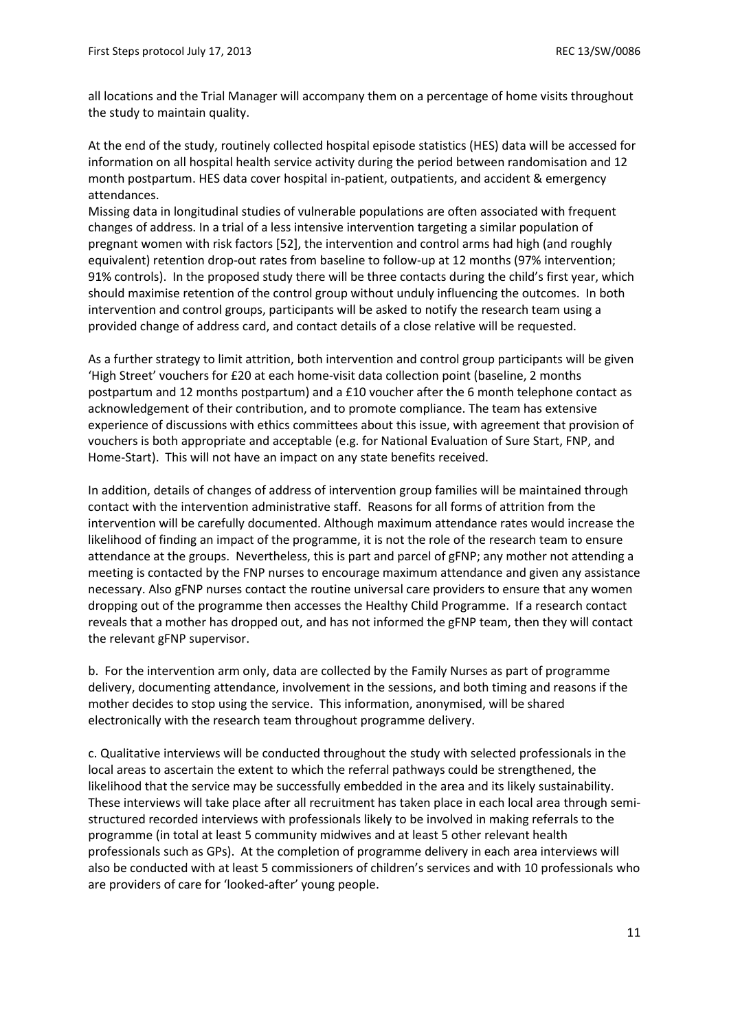all locations and the Trial Manager will accompany them on a percentage of home visits throughout the study to maintain quality.

At the end of the study, routinely collected hospital episode statistics (HES) data will be accessed for information on all hospital health service activity during the period between randomisation and 12 month postpartum. HES data cover hospital in-patient, outpatients, and accident & emergency attendances.

Missing data in longitudinal studies of vulnerable populations are often associated with frequent changes of address. In a trial of a less intensive intervention targeting a similar population of pregnant women with risk factors [52], the intervention and control arms had high (and roughly equivalent) retention drop-out rates from baseline to follow-up at 12 months (97% intervention; 91% controls). In the proposed study there will be three contacts during the child's first year, which should maximise retention of the control group without unduly influencing the outcomes. In both intervention and control groups, participants will be asked to notify the research team using a provided change of address card, and contact details of a close relative will be requested.

As a further strategy to limit attrition, both intervention and control group participants will be given 'High Street' vouchers for £20 at each home-visit data collection point (baseline, 2 months postpartum and 12 months postpartum) and a £10 voucher after the 6 month telephone contact as acknowledgement of their contribution, and to promote compliance. The team has extensive experience of discussions with ethics committees about this issue, with agreement that provision of vouchers is both appropriate and acceptable (e.g. for National Evaluation of Sure Start, FNP, and Home-Start). This will not have an impact on any state benefits received.

In addition, details of changes of address of intervention group families will be maintained through contact with the intervention administrative staff. Reasons for all forms of attrition from the intervention will be carefully documented. Although maximum attendance rates would increase the likelihood of finding an impact of the programme, it is not the role of the research team to ensure attendance at the groups. Nevertheless, this is part and parcel of gFNP; any mother not attending a meeting is contacted by the FNP nurses to encourage maximum attendance and given any assistance necessary. Also gFNP nurses contact the routine universal care providers to ensure that any women dropping out of the programme then accesses the Healthy Child Programme. If a research contact reveals that a mother has dropped out, and has not informed the gFNP team, then they will contact the relevant gFNP supervisor.

b. For the intervention arm only, data are collected by the Family Nurses as part of programme delivery, documenting attendance, involvement in the sessions, and both timing and reasons if the mother decides to stop using the service. This information, anonymised, will be shared electronically with the research team throughout programme delivery.

c. Qualitative interviews will be conducted throughout the study with selected professionals in the local areas to ascertain the extent to which the referral pathways could be strengthened, the likelihood that the service may be successfully embedded in the area and its likely sustainability. These interviews will take place after all recruitment has taken place in each local area through semi-structured recorded interviews with professionals likely to be involved in making referrals to the programme (in total at least 5 community midwives and at least 5 other relevant health professionals such as GPs). At the completion of programme delivery in each area interviews will also be conducted with at least 5 commissioners of children's services and with 10 professionals who are providers of care for 'looked-after' young people.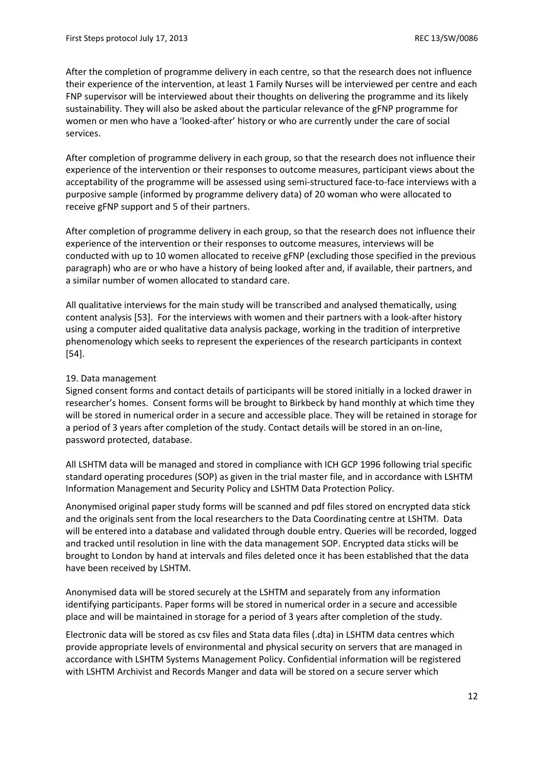After the completion of programme delivery in each centre, so that the research does not influence their experience of the intervention, at least 1 Family Nurses will be interviewed per centre and each FNP supervisor will be interviewed about their thoughts on delivering the programme and its likely sustainability. They will also be asked about the particular relevance of the gFNP programme for women or men who have a 'looked-after' history or who are currently under the care of social services.

After completion of programme delivery in each group, so that the research does not influence their experience of the intervention or their responses to outcome measures, participant views about the acceptability of the programme will be assessed using semi-structured face-to-face interviews with a purposive sample (informed by programme delivery data) of 20 woman who were allocated to receive gFNP support and 5 of their partners.

After completion of programme delivery in each group, so that the research does not influence their experience of the intervention or their responses to outcome measures, interviews will be conducted with up to 10 women allocated to receive gFNP (excluding those specified in the previous paragraph) who are or who have a history of being looked after and, if available, their partners, and a similar number of women allocated to standard care.

All qualitative interviews for the main study will be transcribed and analysed thematically, using content analysis [53]. For the interviews with women and their partners with a look-after history using a computer aided qualitative data analysis package, working in the tradition of interpretive phenomenology which seeks to represent the experiences of the research participants in context [54].

## 19. Data management

Signed consent forms and contact details of participants will be stored initially in a locked drawer in researcher's homes. Consent forms will be brought to Birkbeck by hand monthly at which time they will be stored in numerical order in a secure and accessible place. They will be retained in storage for a period of 3 years after completion of the study. Contact details will be stored in an on-line, password protected, database.

All LSHTM data will be managed and stored in compliance with ICH GCP 1996 following trial specific standard operating procedures (SOP) as given in the trial master file, and in accordance with LSHTM Information Management and Security Policy and LSHTM Data Protection Policy.

Anonymised original paper study forms will be scanned and pdf files stored on encrypted data stick and the originals sent from the local researchers to the Data Coordinating centre at LSHTM. Data will be entered into a database and validated through double entry. Queries will be recorded, logged and tracked until resolution in line with the data management SOP. Encrypted data sticks will be brought to London by hand at intervals and files deleted once it has been established that the data have been received by LSHTM.

Anonymised data will be stored securely at the LSHTM and separately from any information identifying participants. Paper forms will be stored in numerical order in a secure and accessible place and will be maintained in storage for a period of 3 years after completion of the study.

Electronic data will be stored as csv files and Stata data files (.dta) in LSHTM data centres which provide appropriate levels of environmental and physical security on servers that are managed in accordance with LSHTM Systems Management Policy. Confidential information will be registered with LSHTM Archivist and Records Manger and data will be stored on a secure server which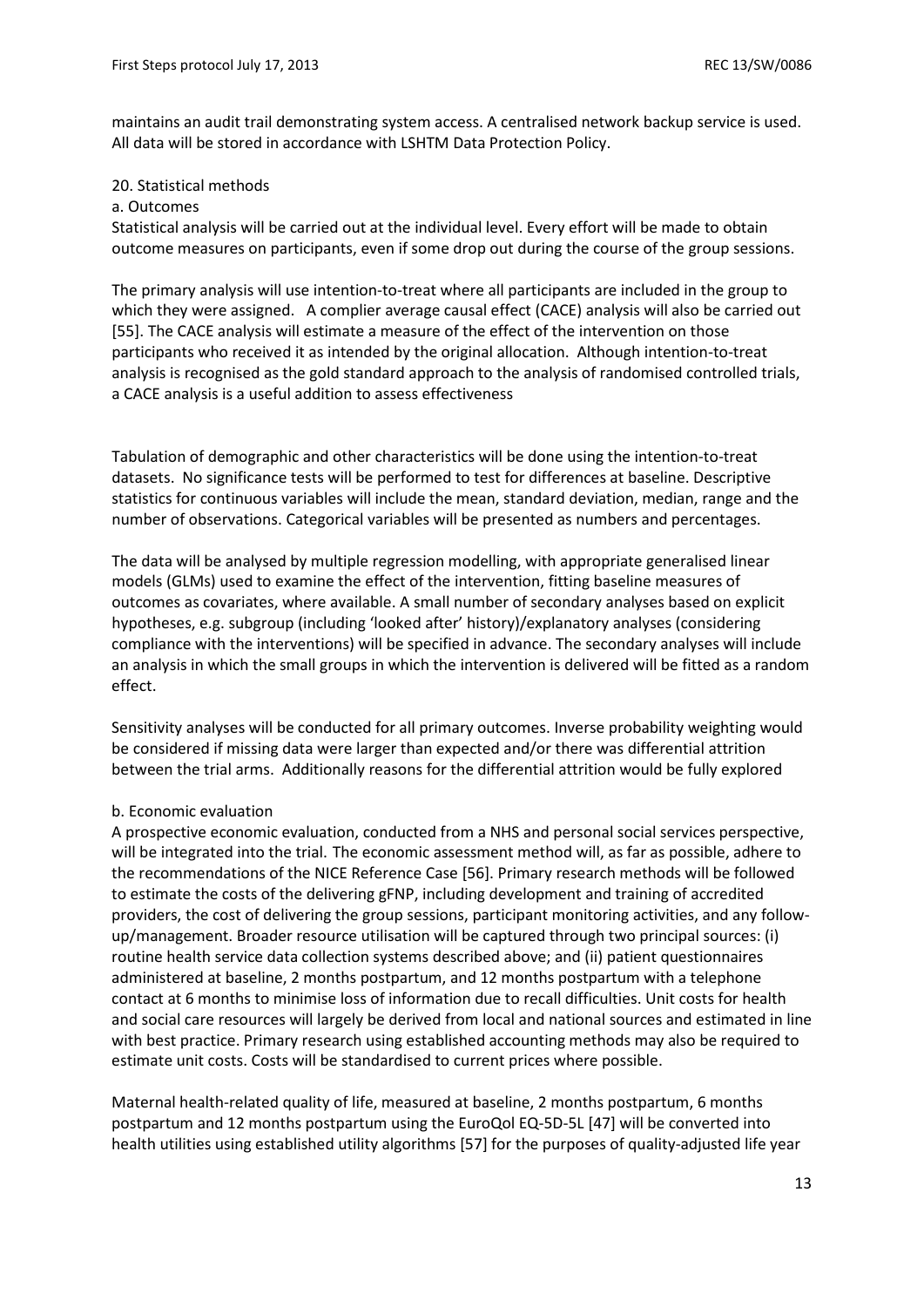maintains an audit trail demonstrating system access. A centralised network backup service is used. All data will be stored in accordance with LSHTM Data Protection Policy.

20. Statistical methods

a. Outcomes

Statistical analysis will be carried out at the individual level. Every effort will be made to obtain outcome measures on participants, even if some drop out during the course of the group sessions.

The primary analysis will use intention-to-treat where all participants are included in the group to which they were assigned. A complier average causal effect (CACE) analysis will also be carried out [55]. The CACE analysis will estimate a measure of the effect of the intervention on those participants who received it as intended by the original allocation. Although intention-to-treat analysis is recognised as the gold standard approach to the analysis of randomised controlled trials, a CACE analysis is a useful addition to assess effectiveness

Tabulation of demographic and other characteristics will be done using the intention-to-treat datasets. No significance tests will be performed to test for differences at baseline. Descriptive statistics for continuous variables will include the mean, standard deviation, median, range and the number of observations. Categorical variables will be presented as numbers and percentages.

The data will be analysed by multiple regression modelling, with appropriate generalised linear models (GLMs) used to examine the effect of the intervention, fitting baseline measures of outcomes as covariates, where available. A small number of secondary analyses based on explicit hypotheses, e.g. subgroup (including 'looked after' history)/explanatory analyses (considering compliance with the interventions) will be specified in advance. The secondary analyses will include an analysis in which the small groups in which the intervention is delivered will be fitted as a random effect.

Sensitivity analyses will be conducted for all primary outcomes. Inverse probability weighting would be considered if missing data were larger than expected and/or there was differential attrition between the trial arms. Additionally reasons for the differential attrition would be fully explored

b. Economic evaluation

A prospective economic evaluation, conducted from a NHS and personal social services perspective, will be integrated into the trial. The economic assessment method will, as far as possible, adhere to the recommendations of the NICE Reference Case [56]. Primary research methods will be followed to estimate the costs of the delivering gFNP, including development and training of accredited providers, the cost of delivering the group sessions, participant monitoring activities, and any follow-up/management. Broader resource utilisation will be captured through two principal sources: (i) routine health service data collection systems described above; and (ii) patient questionnaires administered at baseline, 2 months postpartum, and 12 months postpartum with a telephone contact at 6 months to minimise loss of information due to recall difficulties. Unit costs for health and social care resources will largely be derived from local and national sources and estimated in line with best practice. Primary research using established accounting methods may also be required to estimate unit costs. Costs will be standardised to current prices where possible.

Maternal health-related quality of life, measured at baseline, 2 months postpartum, 6 months postpartum and 12 months postpartum using the EuroQol EQ-5D-5L [47] will be converted into health utilities using established utility algorithms [57] for the purposes of quality-adjusted life year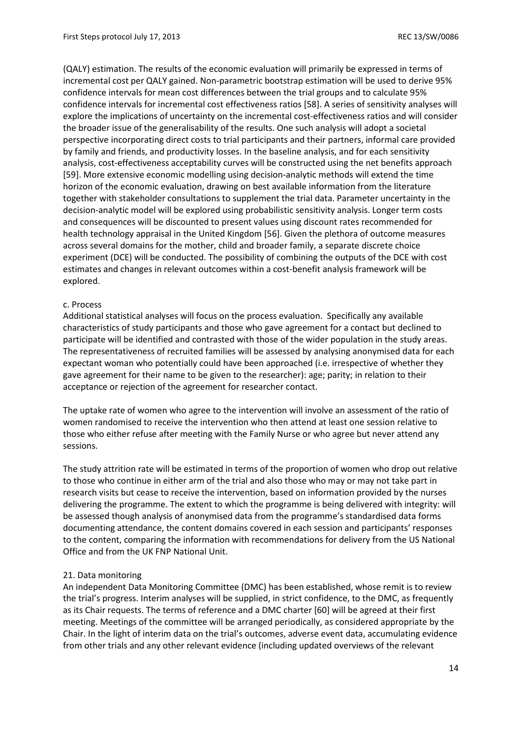(QALY) estimation. The results of the economic evaluation will primarily be expressed in terms of incremental cost per QALY gained. Non-parametric bootstrap estimation will be used to derive 95% confidence intervals for mean cost differences between the trial groups and to calculate 95% confidence intervals for incremental cost effectiveness ratios [58]. A series of sensitivity analyses will explore the implications of uncertainty on the incremental cost-effectiveness ratios and will consider the broader issue of the generalisability of the results. One such analysis will adopt a societal perspective incorporating direct costs to trial participants and their partners, informal care provided by family and friends, and productivity losses. In the baseline analysis, and for each sensitivity analysis, cost-effectiveness acceptability curves will be constructed using the net benefits approach [59]. More extensive economic modelling using decision-analytic methods will extend the time horizon of the economic evaluation, drawing on best available information from the literature together with stakeholder consultations to supplement the trial data. Parameter uncertainty in the decision-analytic model will be explored using probabilistic sensitivity analysis. Longer term costs and consequences will be discounted to present values using discount rates recommended for health technology appraisal in the United Kingdom [56]. Given the plethora of outcome measures across several domains for the mother, child and broader family, a separate discrete choice experiment (DCE) will be conducted. The possibility of combining the outputs of the DCE with cost estimates and changes in relevant outcomes within a cost-benefit analysis framework will be explored.

### c. Process

Additional statistical analyses will focus on the process evaluation. Specifically any available characteristics of study participants and those who gave agreement for a contact but declined to participate will be identified and contrasted with those of the wider population in the study areas. The representativeness of recruited families will be assessed by analysing anonymised data for each expectant woman who potentially could have been approached (i.e. irrespective of whether they gave agreement for their name to be given to the researcher): age; parity; in relation to their acceptance or rejection of the agreement for researcher contact.

The uptake rate of women who agree to the intervention will involve an assessment of the ratio of women randomised to receive the intervention who then attend at least one session relative to those who either refuse after meeting with the Family Nurse or who agree but never attend any sessions.

The study attrition rate will be estimated in terms of the proportion of women who drop out relative to those who continue in either arm of the trial and also those who may or may not take part in research visits but cease to receive the intervention, based on information provided by the nurses delivering the programme. The extent to which the programme is being delivered with integrity: will be assessed though analysis of anonymised data from the programme's standardised data forms documenting attendance, the content domains covered in each session and participants' responses to the content, comparing the information with recommendations for delivery from the US National Office and from the UK FNP National Unit.

## 21. Data monitoring

An independent Data Monitoring Committee (DMC) has been established, whose remit is to review the trial's progress. Interim analyses will be supplied, in strict confidence, to the DMC, as frequently as its Chair requests. The terms of reference and a DMC charter [60] will be agreed at their first meeting. Meetings of the committee will be arranged periodically, as considered appropriate by the Chair. In the light of interim data on the trial's outcomes, adverse event data, accumulating evidence from other trials and any other relevant evidence (including updated overviews of the relevant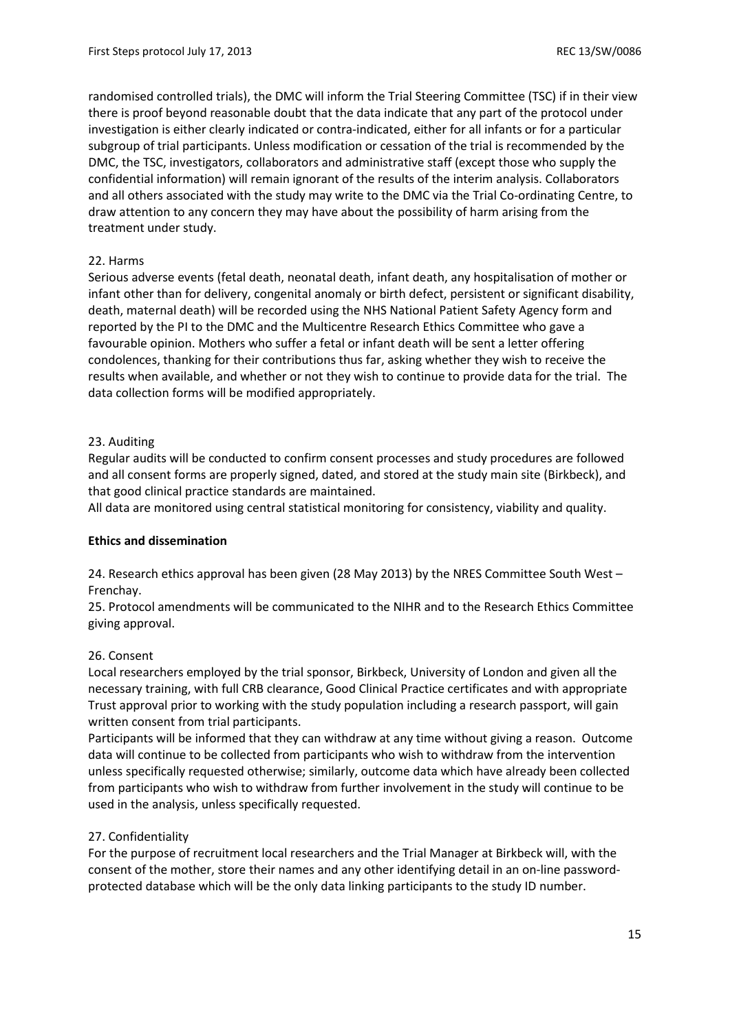randomised controlled trials), the DMC will inform the Trial Steering Committee (TSC) if in their view there is proof beyond reasonable doubt that the data indicate that any part of the protocol under investigation is either clearly indicated or contra-indicated, either for all infants or for a particular subgroup of trial participants. Unless modification or cessation of the trial is recommended by the DMC, the TSC, investigators, collaborators and administrative staff (except those who supply the confidential information) will remain ignorant of the results of the interim analysis. Collaborators and all others associated with the study may write to the DMC via the Trial Co-ordinating Centre, to draw attention to any concern they may have about the possibility of harm arising from the treatment under study.

22. Harms

Serious adverse events (fetal death, neonatal death, infant death, any hospitalisation of mother or infant other than for delivery, congenital anomaly or birth defect, persistent or significant disability, death, maternal death) will be recorded using the NHS National Patient Safety Agency form and reported by the PI to the DMC and the Multicentre Research Ethics Committee who gave a favourable opinion. Mothers who suffer a fetal or infant death will be sent a letter offering condolences, thanking for their contributions thus far, asking whether they wish to receive the results when available, and whether or not they wish to continue to provide data for the trial. The data collection forms will be modified appropriately.

23. Auditing

Regular audits will be conducted to confirm consent processes and study procedures are followed and all consent forms are properly signed, dated, and stored at the study main site (Birkbeck), and that good clinical practice standards are maintained.

All data are monitored using central statistical monitoring for consistency, viability and quality.

**Ethics and dissemination**

24. Research ethics approval has been given (28 May 2013) by the NRES Committee South West – Frenchay.

25. Protocol amendments will be communicated to the NIHR and to the Research Ethics Committee giving approval.

26. Consent

Local researchers employed by the trial sponsor, Birkbeck, University of London and given all the necessary training, with full CRB clearance, Good Clinical Practice certificates and with appropriate Trust approval prior to working with the study population including a research passport, will gain written consent from trial participants.

Participants will be informed that they can withdraw at any time without giving a reason. Outcome data will continue to be collected from participants who wish to withdraw from the intervention unless specifically requested otherwise; similarly, outcome data which have already been collected from participants who wish to withdraw from further involvement in the study will continue to be used in the analysis, unless specifically requested.

27. Confidentiality

For the purpose of recruitment local researchers and the Trial Manager at Birkbeck will, with the consent of the mother, store their names and any other identifying detail in an on-line password-protected database which will be the only data linking participants to the study ID number.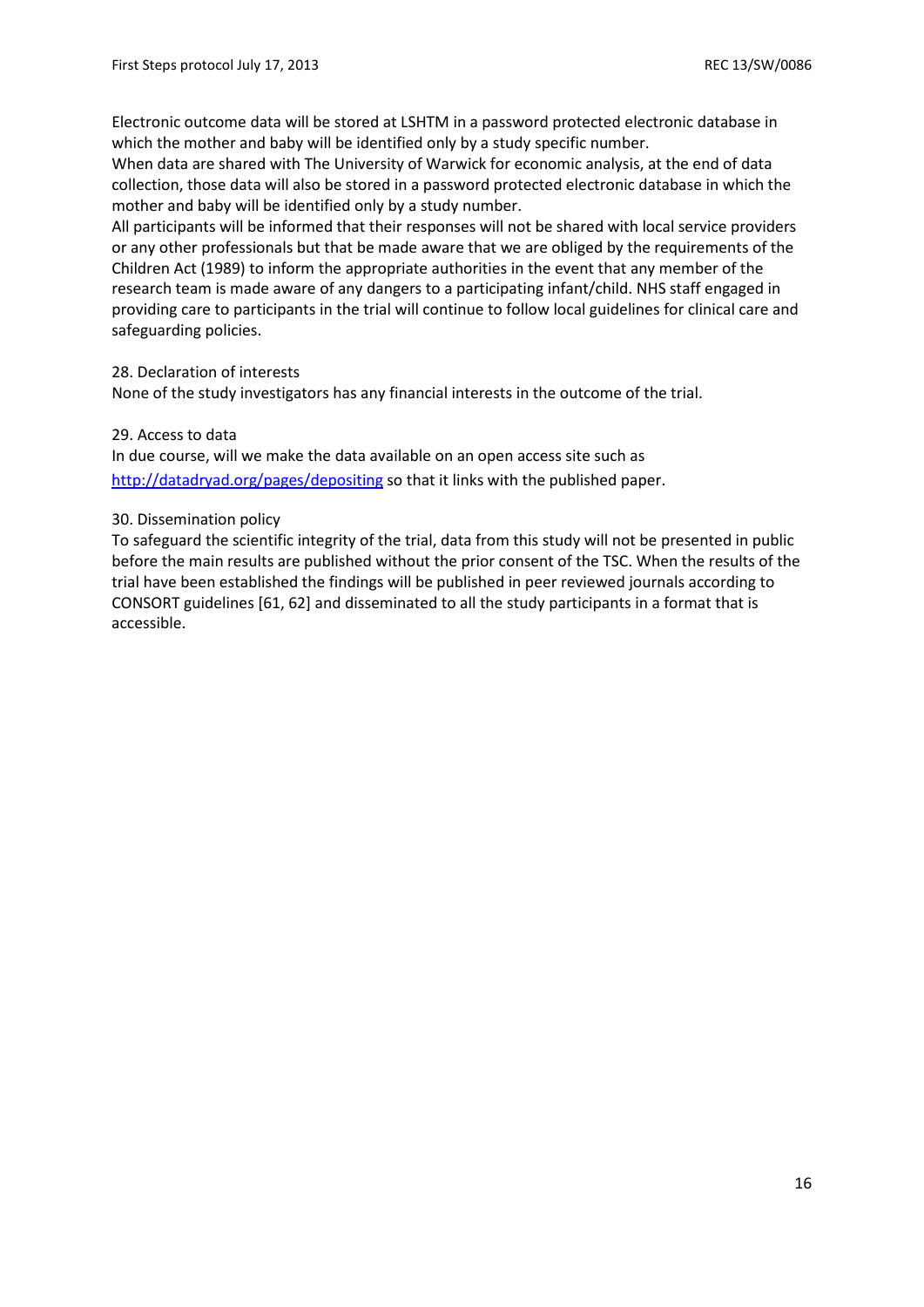Electronic outcome data will be stored at LSHTM in a password protected electronic database in which the mother and baby will be identified only by a study specific number.

When data are shared with The University of Warwick for economic analysis, at the end of data collection, those data will also be stored in a password protected electronic database in which the mother and baby will be identified only by a study number.

All participants will be informed that their responses will not be shared with local service providers or any other professionals but that be made aware that we are obliged by the requirements of the Children Act (1989) to inform the appropriate authorities in the event that any member of the research team is made aware of any dangers to a participating infant/child. NHS staff engaged in providing care to participants in the trial will continue to follow local guidelines for clinical care and safeguarding policies.

## 28. Declaration of interests

None of the study investigators has any financial interests in the outcome of the trial.

## 29. Access to data

In due course, will we make the data available on an open access site such as http://datadryad.org/pages/depositing so that it links with the published paper.

## 30. Dissemination policy

To safeguard the scientific integrity of the trial, data from this study will not be presented in public before the main results are published without the prior consent of the TSC. When the results of the trial have been established the findings will be published in peer reviewed journals according to CONSORT guidelines [61, 62] and disseminated to all the study participants in a format that is accessible.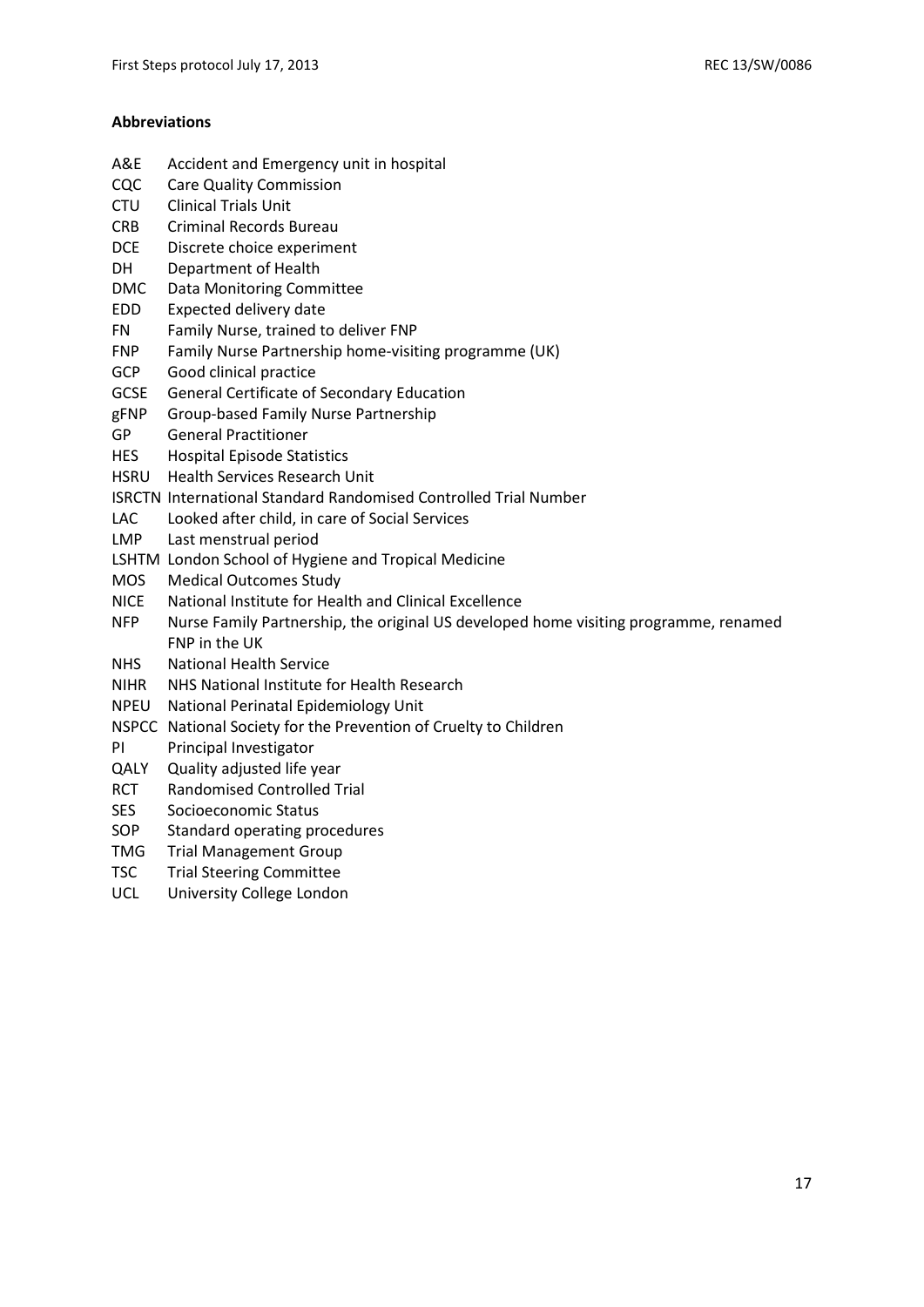**Abbreviations**

| | |
|---|---|
| A&E | Accident and Emergency unit in hospital |
| CQC | Care Quality Commission |
| CTU | Clinical Trials Unit |
| CRB | Criminal Records Bureau |
| DCE | Discrete choice experiment |
| DH | Department of Health |
| DMC | Data Monitoring Committee |
| EDD | Expected delivery date |
| FN | Family Nurse, trained to deliver FNP |
| FNP | Family Nurse Partnership home-visiting programme (UK) |
| GCP | Good clinical practice |
| GCSE | General Certificate of Secondary Education |
| gFNP | Group-based Family Nurse Partnership |
| GP | General Practitioner |
| HES | Hospital Episode Statistics |
| HSRU | Health Services Research Unit |
| ISRCTN | International Standard Randomised Controlled Trial Number |
| LAC | Looked after child, in care of Social Services |
| LMP | Last menstrual period |
| LSHTM | London School of Hygiene and Tropical Medicine |
| MOS | Medical Outcomes Study |
| NICE | National Institute for Health and Clinical Excellence |
| NFP | Nurse Family Partnership, the original US developed home visiting programme, renamed FNP in the UK |
| NHS | National Health Service |
| NIHR | NHS National Institute for Health Research |
| NPEU | National Perinatal Epidemiology Unit |
| NSPCC | National Society for the Prevention of Cruelty to Children |
| PI | Principal Investigator |
| QALY | Quality adjusted life year |
| RCT | Randomised Controlled Trial |
| SES | Socioeconomic Status |
| SOP | Standard operating procedures |
| TMG | Trial Management Group |
| TSC | Trial Steering Committee |
| UCL | University College London |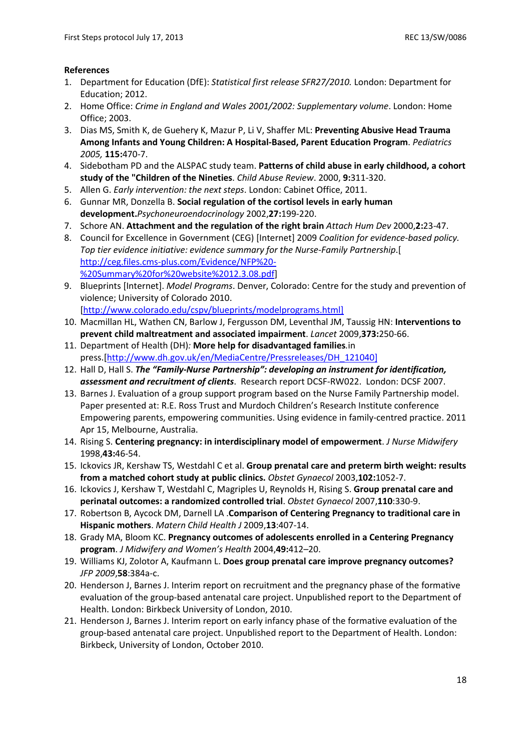**References**

1. Department for Education (DfE): *Statistical first release SFR27/2010.* London: Department for Education; 2012.
2. Home Office: *Crime in England and Wales 2001/2002: Supplementary volume*. London: Home Office; 2003.
3. Dias MS, Smith K, de Guehery K, Mazur P, Li V, Shaffer ML: **Preventing Abusive Head Trauma Among Infants and Young Children: A Hospital-Based, Parent Education Program**. *Pediatrics 2005,* **115:**470-7.
4. Sidebotham PD and the ALSPAC study team. **Patterns of child abuse in early childhood, a cohort study of the "Children of the Nineties**. *Child Abuse Review*. 2000, **9:**311-320.
5. Allen G. *Early intervention: the next steps*. London: Cabinet Office, 2011.
6. Gunnar MR, Donzella B. **Social regulation of the cortisol levels in early human development.***Psychoneuroendocrinology* 2002,**27:**199-220.
7. Schore AN. **Attachment and the regulation of the right brain** *Attach Hum Dev* 2000,**2:**23-47.
8. Council for Excellence in Government (CEG) [Internet] 2009 *Coalition for evidence-based policy. Top tier evidence initiative: evidence summary for the Nurse-Family Partnership*.[http://ceg.files.cms-plus.com/Evidence/NFP%20-%20Summary%20for%20website%2012.3.08.pdf]
9. Blueprints [Internet]. *Model Programs*. Denver, Colorado: Centre for the study and prevention of violence; University of Colorado 2010. [http://www.colorado.edu/cspv/blueprints/modelprograms.html]
10. Macmillan HL, Wathen CN, Barlow J, Fergusson DM, Leventhal JM, Taussig HN: **Interventions to prevent child maltreatment and associated impairment**. *Lancet* 2009,**373:**250-66.
11. Department of Health (DH)*:* **More help for disadvantaged families**.in press.[http://www.dh.gov.uk/en/MediaCentre/Pressreleases/DH_121040]
12. Hall D, Hall S. ***The "Family-Nurse Partnership": developing an instrument for identification, assessment and recruitment of clients***. Research report DCSF-RW022. London: DCSF 2007.
13. Barnes J. Evaluation of a group support program based on the Nurse Family Partnership model. Paper presented at: R.E. Ross Trust and Murdoch Children's Research Institute conference Empowering parents, empowering communities. Using evidence in family-centred practice. 2011 Apr 15, Melbourne, Australia.
14. Rising S. **Centering pregnancy: in interdisciplinary model of empowerment**. *J Nurse Midwifery* 1998,**43:**46-54.
15. Ickovics JR, Kershaw TS, Westdahl C et al. **Group prenatal care and preterm birth weight: results from a matched cohort study at public clinics.** *Obstet Gynaecol* 2003,**102:**1052-7.
16. Ickovics J, Kershaw T, Westdahl C, Magriples U, Reynolds H, Rising S. **Group prenatal care and perinatal outcomes: a randomized controlled trial**. *Obstet Gynaecol* 2007,**110**:330-9.
17. Robertson B, Aycock DM, Darnell LA .**Comparison of Centering Pregnancy to traditional care in Hispanic mothers**. *Matern Child Health J* 2009,**13**:407-14.
18. Grady MA, Bloom KC. **Pregnancy outcomes of adolescents enrolled in a Centering Pregnancy program**. *J Midwifery and Women's Health* 2004,**49:**412–20.
19. Williams KJ, Zolotor A, Kaufmann L. **Does group prenatal care improve pregnancy outcomes?** *JFP 2009*,**58**:384a-c.
20. Henderson J, Barnes J. Interim report on recruitment and the pregnancy phase of the formative evaluation of the group-based antenatal care project. Unpublished report to the Department of Health. London: Birkbeck University of London, 2010.
21. Henderson J, Barnes J. Interim report on early infancy phase of the formative evaluation of the group-based antenatal care project. Unpublished report to the Department of Health. London: Birkbeck, University of London, October 2010.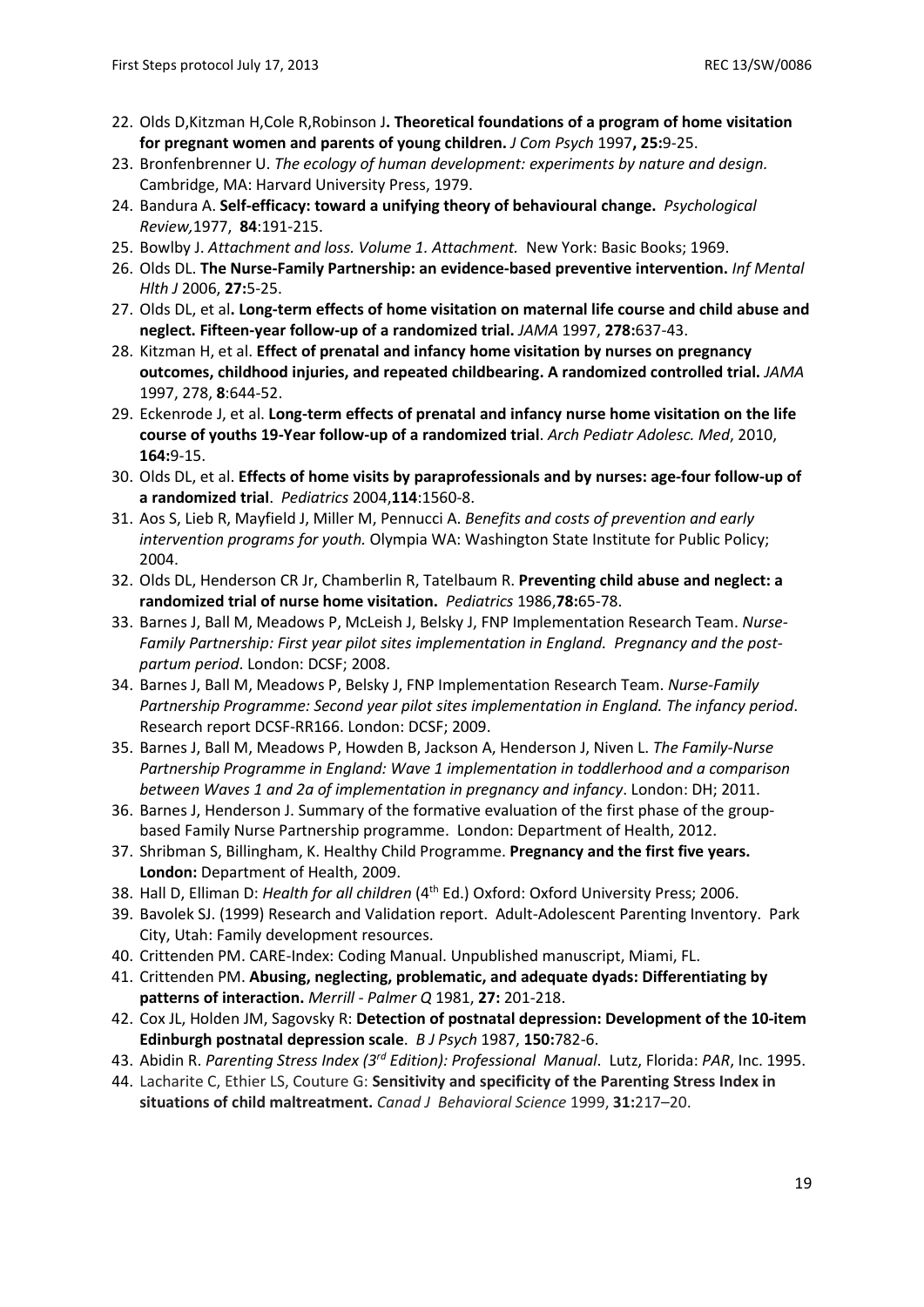22. Olds D,Kitzman H,Cole R,Robinson J**. Theoretical foundations of a program of home visitation for pregnant women and parents of young children.** *J Com Psych* 1997**, 25:**9-25.
23. Bronfenbrenner U. *The ecology of human development: experiments by nature and design.* Cambridge, MA: Harvard University Press, 1979.
24. Bandura A. **Self-efficacy: toward a unifying theory of behavioural change.** *Psychological Review,*1977, **84**:191-215.
25. Bowlby J. *Attachment and loss. Volume 1. Attachment.* New York: Basic Books; 1969.
26. Olds DL. **The Nurse-Family Partnership: an evidence-based preventive intervention.** *Inf Mental Hlth J* 2006, **27:**5-25.
27. Olds DL, et al**. Long-term effects of home visitation on maternal life course and child abuse and neglect. Fifteen-year follow-up of a randomized trial.** *JAMA* 1997, **278:**637-43.
28. Kitzman H, et al. **Effect of prenatal and infancy home visitation by nurses on pregnancy outcomes, childhood injuries, and repeated childbearing. A randomized controlled trial.** *JAMA* 1997, 278, **8**:644-52.
29. Eckenrode J, et al. **Long-term effects of prenatal and infancy nurse home visitation on the life course of youths 19-Year follow-up of a randomized trial**. *Arch Pediatr Adolesc. Med*, 2010, **164:**9-15.
30. Olds DL, et al. **Effects of home visits by paraprofessionals and by nurses: age-four follow-up of a randomized trial**. *Pediatrics* 2004,**114**:1560-8.
31. Aos S, Lieb R, Mayfield J, Miller M, Pennucci A. *Benefits and costs of prevention and early intervention programs for youth.* Olympia WA: Washington State Institute for Public Policy; 2004.
32. Olds DL, Henderson CR Jr, Chamberlin R, Tatelbaum R. **Preventing child abuse and neglect: a randomized trial of nurse home visitation.** *Pediatrics* 1986,**78:**65-78.
33. Barnes J, Ball M, Meadows P, McLeish J, Belsky J, FNP Implementation Research Team. *Nurse-Family Partnership: First year pilot sites implementation in England. Pregnancy and the post-partum period*. London: DCSF; 2008.
34. Barnes J, Ball M, Meadows P, Belsky J, FNP Implementation Research Team. *Nurse-Family Partnership Programme: Second year pilot sites implementation in England. The infancy period*. Research report DCSF-RR166. London: DCSF; 2009.
35. Barnes J, Ball M, Meadows P, Howden B, Jackson A, Henderson J, Niven L. *The Family-Nurse Partnership Programme in England: Wave 1 implementation in toddlerhood and a comparison between Waves 1 and 2a of implementation in pregnancy and infancy*. London: DH; 2011.
36. Barnes J, Henderson J. Summary of the formative evaluation of the first phase of the group-based Family Nurse Partnership programme. London: Department of Health, 2012.
37. Shribman S, Billingham, K. Healthy Child Programme. **Pregnancy and the first five years. London:** Department of Health, 2009.
38. Hall D, Elliman D: *Health for all children* (4th Ed.) Oxford: Oxford University Press; 2006.
39. Bavolek SJ. (1999) Research and Validation report. Adult-Adolescent Parenting Inventory. Park City, Utah: Family development resources.
40. Crittenden PM. CARE-Index: Coding Manual. Unpublished manuscript, Miami, FL.
41. Crittenden PM. **Abusing, neglecting, problematic, and adequate dyads: Differentiating by patterns of interaction.** *Merrill - Palmer Q* 1981, **27:** 201-218.
42. Cox JL, Holden JM, Sagovsky R: **Detection of postnatal depression: Development of the 10-item Edinburgh postnatal depression scale**. *B J Psych* 1987, **150:**782-6.
43. Abidin R. *Parenting Stress Index (3rd Edition): Professional Manual*. Lutz, Florida: *PAR*, Inc. 1995.
44. Lacharite C, Ethier LS, Couture G: **Sensitivity and specificity of the Parenting Stress Index in situations of child maltreatment.** *Canad J Behavioral Science* 1999, **31:**217–20.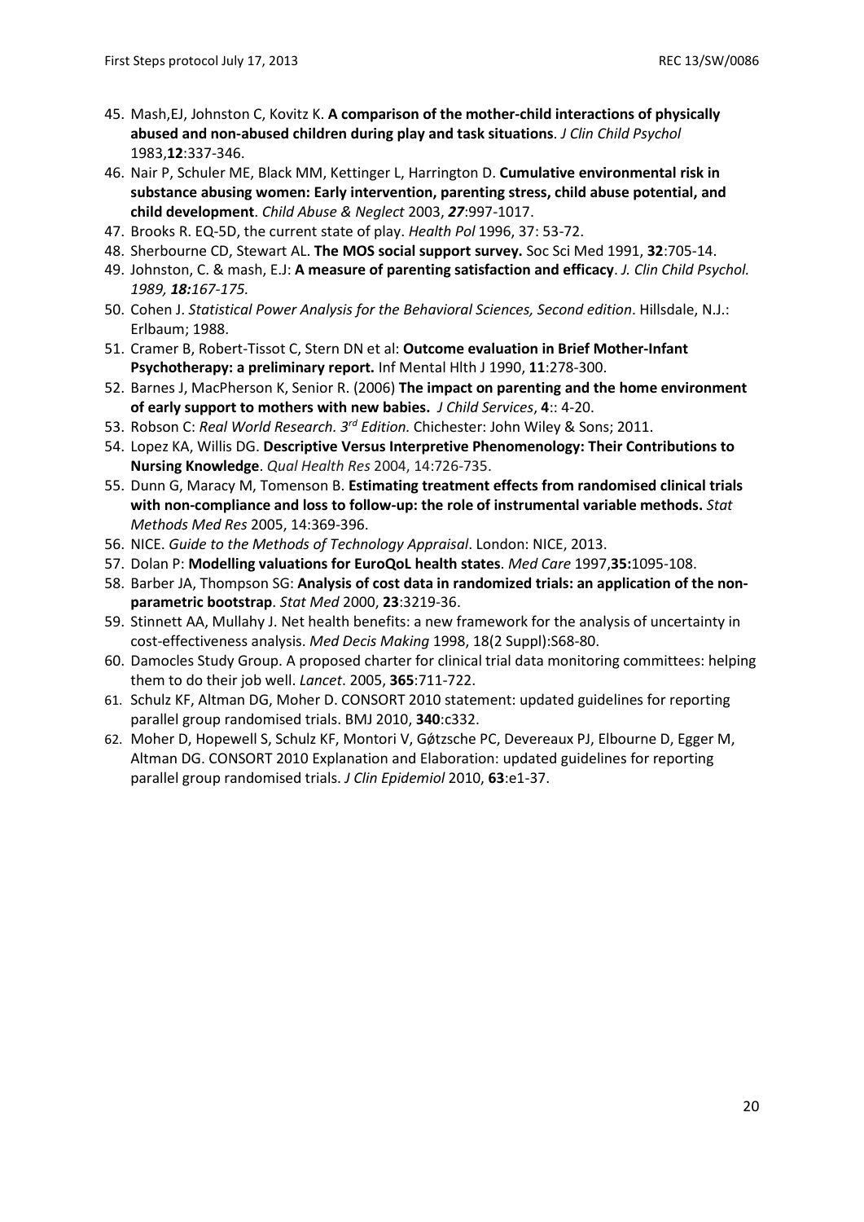45. Mash,EJ, Johnston C, Kovitz K. **A comparison of the mother-child interactions of physically abused and non-abused children during play and task situations**. *J Clin Child Psychol* 1983,**12**:337-346.
46. Nair P, Schuler ME, Black MM, Kettinger L, Harrington D. **Cumulative environmental risk in substance abusing women: Early intervention, parenting stress, child abuse potential, and child development**. *Child Abuse & Neglect* 2003, ***27***:997-1017.
47. Brooks R. EQ-5D, the current state of play. *Health Pol* 1996, 37: 53-72.
48. Sherbourne CD, Stewart AL. **The MOS social support survey.** Soc Sci Med 1991, **32**:705-14.
49. Johnston, C. & mash, E.J: **A measure of parenting satisfaction and efficacy**. *J. Clin Child Psychol. 1989, **18:**167-175.*
50. Cohen J. *Statistical Power Analysis for the Behavioral Sciences, Second edition*. Hillsdale, N.J.: Erlbaum; 1988.
51. Cramer B, Robert-Tissot C, Stern DN et al: **Outcome evaluation in Brief Mother-Infant Psychotherapy: a preliminary report.** Inf Mental Hlth J 1990, **11**:278-300.
52. Barnes J, MacPherson K, Senior R. (2006) **The impact on parenting and the home environment of early support to mothers with new babies.** *J Child Services*, **4**:: 4-20.
53. Robson C: *Real World Research. 3rd Edition.* Chichester: John Wiley & Sons; 2011.
54. Lopez KA, Willis DG. **Descriptive Versus Interpretive Phenomenology: Their Contributions to Nursing Knowledge**. *Qual Health Res* 2004, 14:726-735.
55. Dunn G, Maracy M, Tomenson B. **Estimating treatment effects from randomised clinical trials with non-compliance and loss to follow-up: the role of instrumental variable methods.** *Stat Methods Med Res* 2005, 14:369-396.
56. NICE. *Guide to the Methods of Technology Appraisal*. London: NICE, 2013.
57. Dolan P: **Modelling valuations for EuroQoL health states**. *Med Care* 1997,**35:**1095-108.
58. Barber JA, Thompson SG: **Analysis of cost data in randomized trials: an application of the non-parametric bootstrap**. *Stat Med* 2000, **23**:3219-36.
59. Stinnett AA, Mullahy J. Net health benefits: a new framework for the analysis of uncertainty in cost-effectiveness analysis. *Med Decis Making* 1998, 18(2 Suppl):S68-80.
60. Damocles Study Group. A proposed charter for clinical trial data monitoring committees: helping them to do their job well. *Lancet*. 2005, **365**:711-722.
61. Schulz KF, Altman DG, Moher D. CONSORT 2010 statement: updated guidelines for reporting parallel group randomised trials. BMJ 2010, **340**:c332.
62. Moher D, Hopewell S, Schulz KF, Montori V, Gøtzsche PC, Devereaux PJ, Elbourne D, Egger M, Altman DG. CONSORT 2010 Explanation and Elaboration: updated guidelines for reporting parallel group randomised trials. *J Clin Epidemiol* 2010, **63**:e1-37.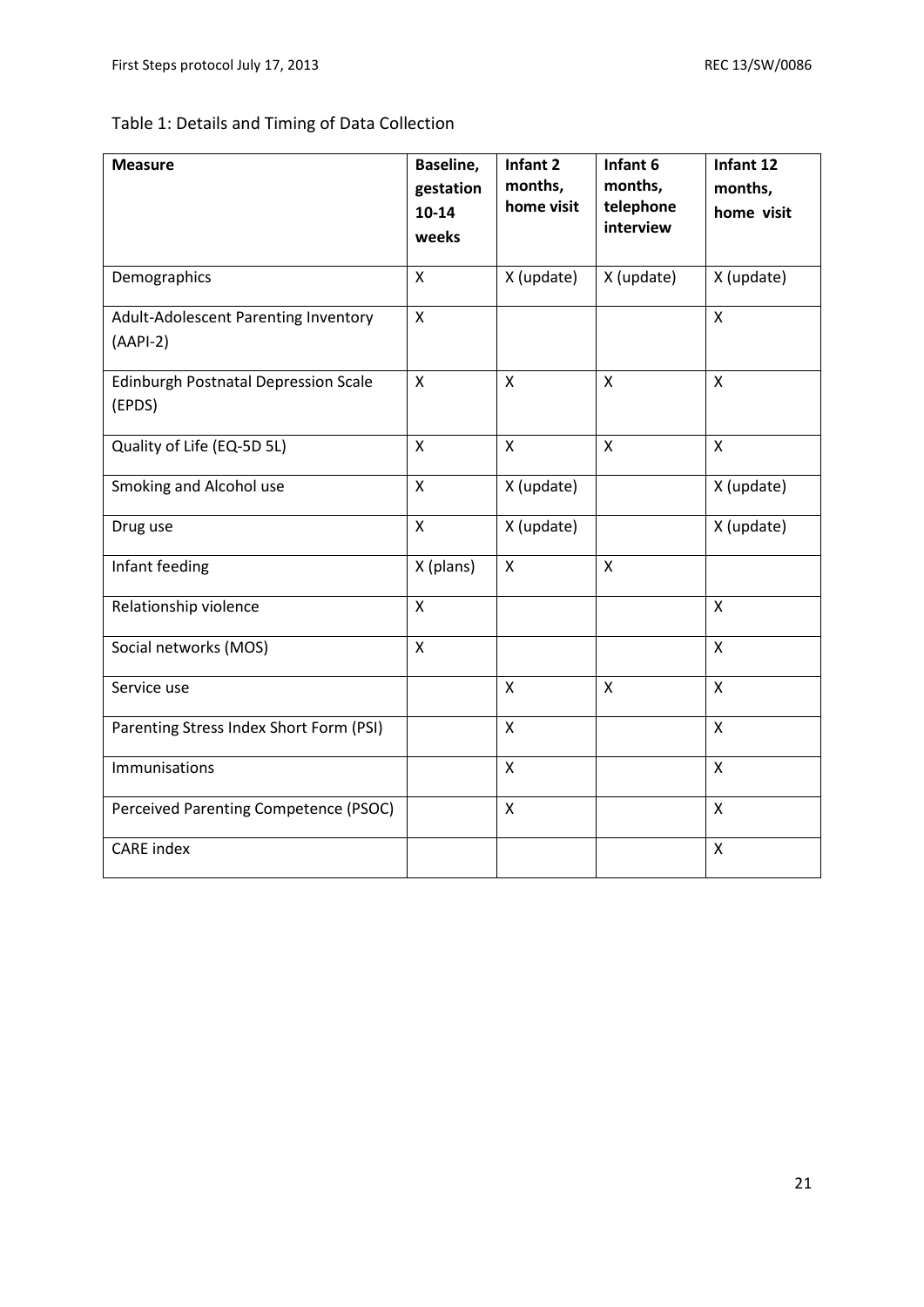Table 1: Details and Timing of Data Collection

| Measure | Baseline, gestation 10-14 weeks | Infant 2 months, home visit | Infant 6 months, telephone interview | Infant 12 months, home visit |
|---|---|---|---|---|
| Demographics | X | X (update) | X (update) | X (update) |
| Adult-Adolescent Parenting Inventory (AAPI-2) | X | | | X |
| Edinburgh Postnatal Depression Scale (EPDS) | X | X | X | X |
| Quality of Life (EQ-5D 5L) | X | X | X | X |
| Smoking and Alcohol use | X | X (update) | | X (update) |
| Drug use | X | X (update) | | X (update) |
| Infant feeding | X (plans) | X | X | |
| Relationship violence | X | | | X |
| Social networks (MOS) | X | | | X |
| Service use | | X | X | X |
| Parenting Stress Index Short Form (PSI) | | X | | X |
| Immunisations | | X | | X |
| Perceived Parenting Competence (PSOC) | | X | | X |
| CARE index | | | | X |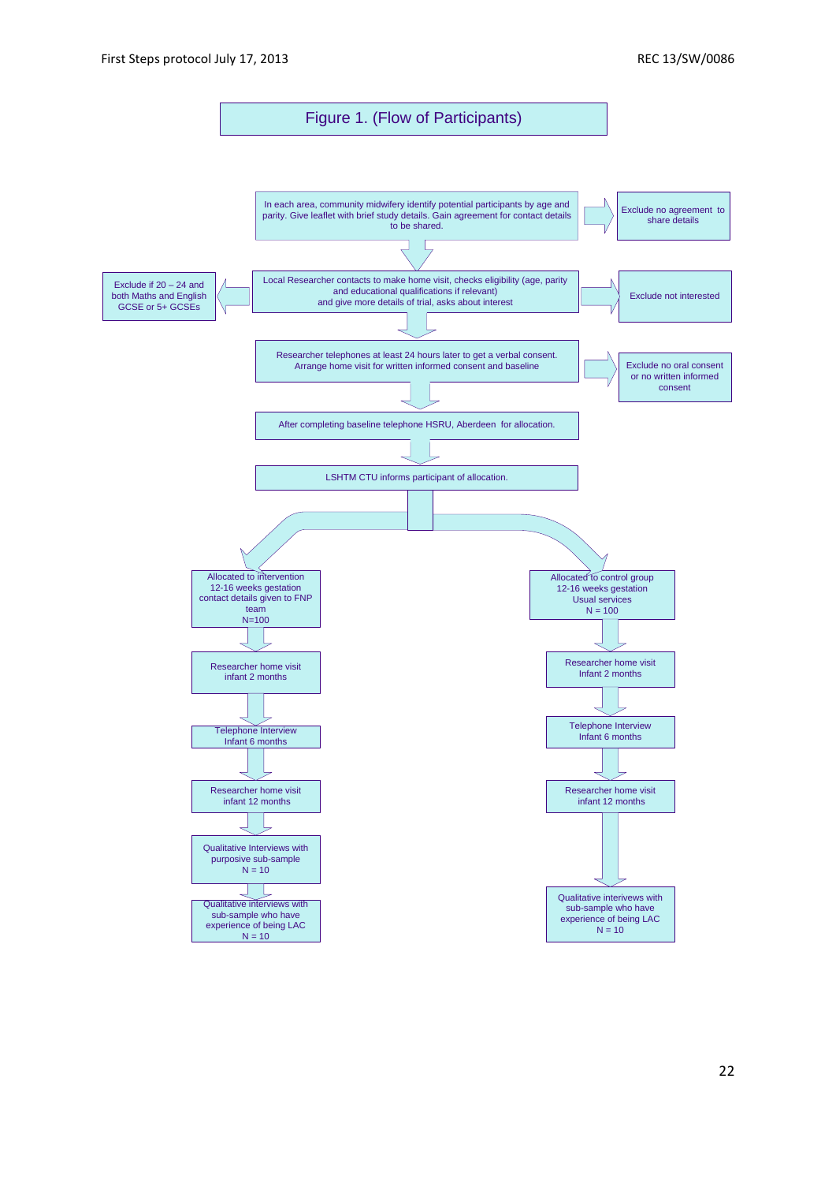# Figure 1. (Flow of Participants)

In each area, community midwifery identify potential participants by age and parity. Give leaflet with brief study details. Gain agreement for contact details to be shared.

→ Exclude no agreement to share details

Local Researcher contacts to make home visit, checks eligibility (age, parity and educational qualifications if relevant) and give more details of trial, asks about interest

← Exclude if 20 – 24 and both Maths and English GCSE or 5+ GCSEs

→ Exclude not interested

Researcher telephones at least 24 hours later to get a verbal consent. Arrange home visit for written informed consent and baseline

→ Exclude no oral consent or no written informed consent

After completing baseline telephone HSRU, Aberdeen for allocation.

LSHTM CTU informs participant of allocation.

**Intervention arm:**

- Allocated to intervention 12-16 weeks gestation contact details given to FNP team N=100
- Researcher home visit infant 2 months
- Telephone Interview Infant 6 months
- Researcher home visit infant 12 months
- Qualitative Interviews with purposive sub-sample N = 10
- Qualitative interviews with sub-sample who have experience of being LAC N = 10

**Control arm:**

- Allocated to control group 12-16 weeks gestation Usual services N = 100
- Researcher home visit Infant 2 months
- Telephone Interview Infant 6 months
- Researcher home visit infant 12 months
- Qualitative interivews with sub-sample who have experience of being LAC N = 10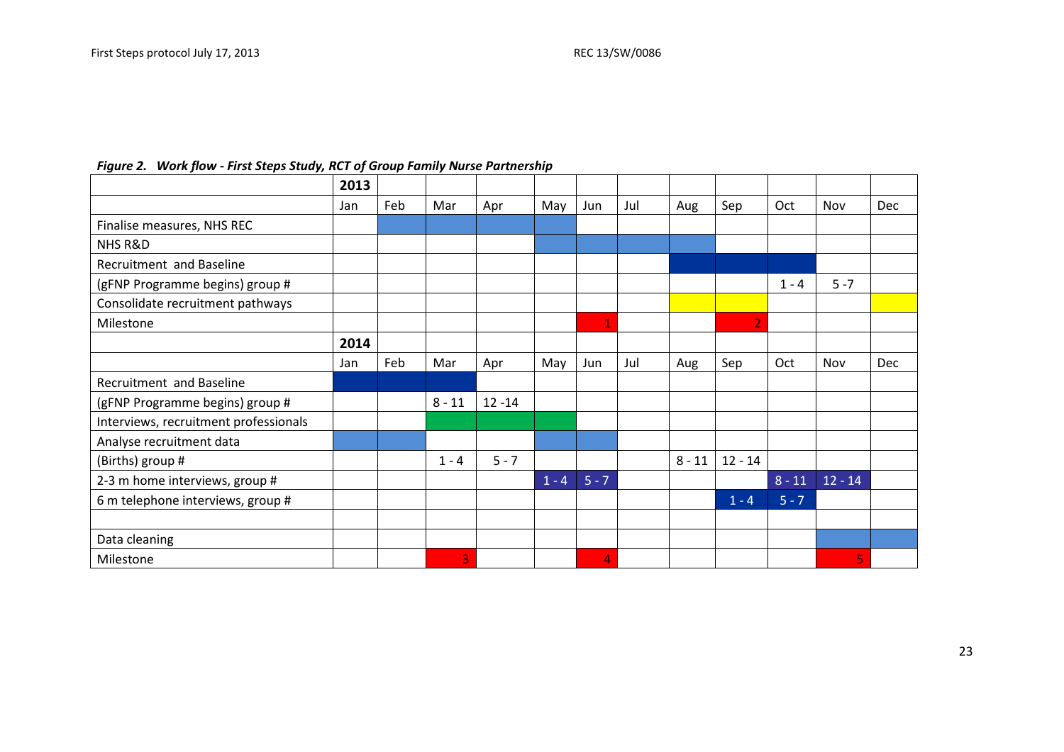*Figure 2. Work flow - First Steps Study, RCT of Group Family Nurse Partnership*

| | **2013** | | | | | | | | | | | |
|---|---|---|---|---|---|---|---|---|---|---|---|---|
| | Jan | Feb | Mar | Apr | May | Jun | Jul | Aug | Sep | Oct | Nov | Dec |
| Finalise measures, NHS REC | | | | | | | | | | | | |
| NHS R&D | | | | | | | | | | | | |
| Recruitment and Baseline | | | | | | | | | | | | |
| (gFNP Programme begins) group # | | | | | | | | | | 1 - 4 | 5 -7 | |
| Consolidate recruitment pathways | | | | | | | | | | | | |
| Milestone | | | | | | 1 | | | 2 | | | |
| | **2014** | | | | | | | | | | | |
| | Jan | Feb | Mar | Apr | May | Jun | Jul | Aug | Sep | Oct | Nov | Dec |
| Recruitment and Baseline | | | | | | | | | | | | |
| (gFNP Programme begins) group # | | | 8 - 11 | 12 -14 | | | | | | | | |
| Interviews, recruitment professionals | | | | | | | | | | | | |
| Analyse recruitment data | | | | | | | | | | | | |
| (Births) group # | | | 1 - 4 | 5 - 7 | | | | 8 - 11 | 12 - 14 | | | |
| 2-3 m home interviews, group # | | | | | 1 - 4 | 5 - 7 | | | | 8 - 11 | 12 - 14 | |
| 6 m telephone interviews, group # | | | | | | | | | 1 - 4 | 5 - 7 | | |
| | | | | | | | | | | | | |
| Data cleaning | | | | | | | | | | | | |
| Milestone | | | 3 | | | 4 | | | | | 5 | |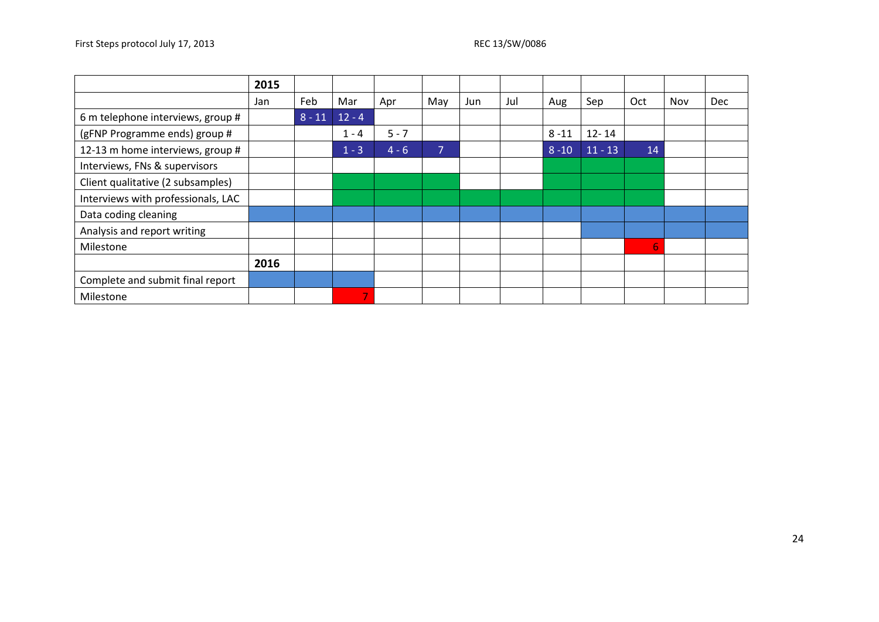| | 2015 | | | | | | | | | | | |
|---|---|---|---|---|---|---|---|---|---|---|---|---|
| | Jan | Feb | Mar | Apr | May | Jun | Jul | Aug | Sep | Oct | Nov | Dec |
| 6 m telephone interviews, group # | | 8 - 11 | 12 - 4 | | | | | | | | | |
| (gFNP Programme ends) group # | | | 1 - 4 | 5 - 7 | | | | 8 -11 | 12- 14 | | | |
| 12-13 m home interviews, group # | | | 1 - 3 | 4 - 6 | 7 | | | 8 -10 | 11 - 13 | 14 | | |
| Interviews, FNs & supervisors | | | | | | | | | | | | |
| Client qualitative (2 subsamples) | | | | | | | | | | | | |
| Interviews with professionals, LAC | | | | | | | | | | | | |
| Data coding cleaning | | | | | | | | | | | | |
| Analysis and report writing | | | | | | | | | | | | |
| Milestone | | | | | | | | | | 6 | | |
| | 2016 | | | | | | | | | | | |
| Complete and submit final report | | | | | | | | | | | | |
| Milestone | | | 7 | | | | | | | | | |